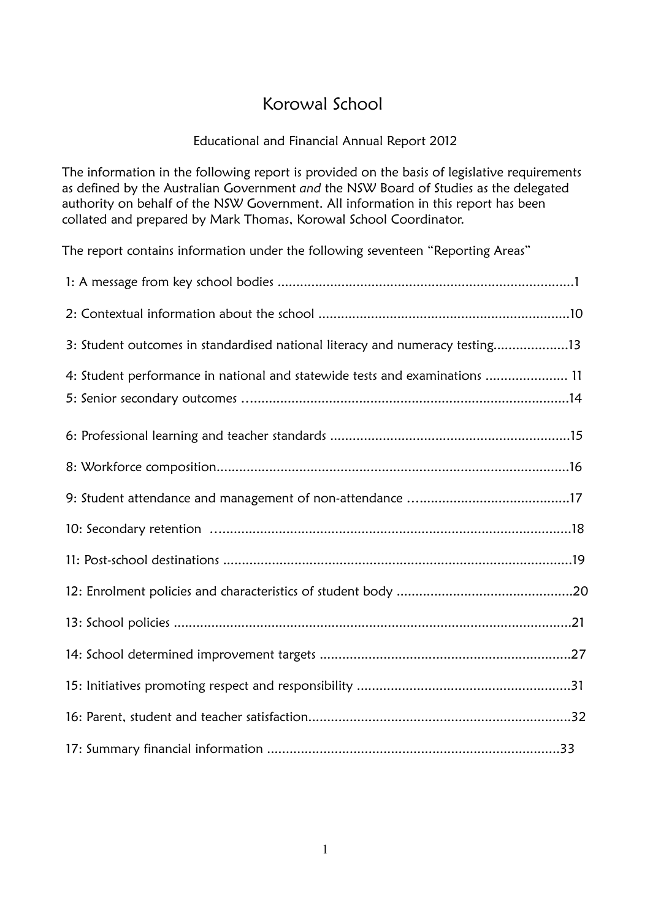# Korowal School

Educational and Financial Annual Report 2012

The information in the following report is provided on the basis of legislative requirements as defined by the Australian Government *and* the NSW Board of Studies as the delegated authority on behalf of the NSW Government. All information in this report has been collated and prepared by Mark Thomas, Korowal School Coordinator.

The report contains information under the following seventeen "Reporting Areas"

1: A message from key school bodies ..............................................................................1

2: Contextual information about the school ..................................................................10

3: Student outcomes in standardised national literacy and numeracy testing....................13

4: Student performance in national and statewide tests and examinations ...................... 11

5: Senior secondary outcomes ……................................................................................14

6: Professional learning and teacher standards ...............................................................15

8: Workforce composition.............................................................................................16

9: Student attendance and management of non-attendance …........................................17

10: Secondary retention …...............................................................................................18

11: Post-school destinations ............................................................................................19

12: Enrolment policies and characteristics of student body ...............................................20

13: School policies ..........................................................................................................21

14: School determined improvement targets ...................................................................27

15: Initiatives promoting respect and responsibility .........................................................31

16: Parent, student and teacher satisfaction......................................................................32

17: Summary financial information ..............................................................................33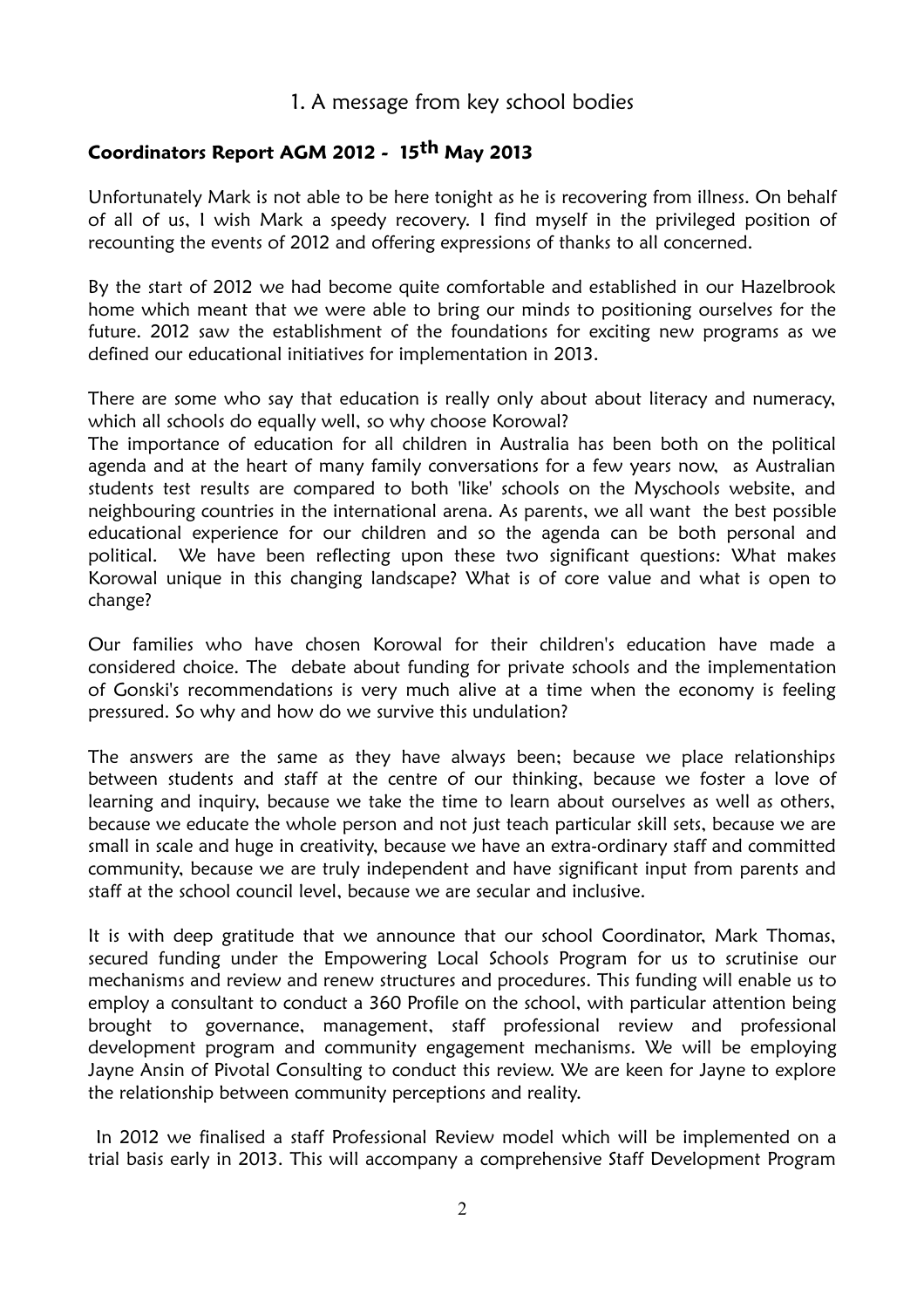# 1. A message from key school bodies

## Coordinators Report AGM 2012 - 15th May 2013

Unfortunately Mark is not able to be here tonight as he is recovering from illness. On behalf of all of us, I wish Mark a speedy recovery. I find myself in the privileged position of recounting the events of 2012 and offering expressions of thanks to all concerned.

By the start of 2012 we had become quite comfortable and established in our Hazelbrook home which meant that we were able to bring our minds to positioning ourselves for the future. 2012 saw the establishment of the foundations for exciting new programs as we defined our educational initiatives for implementation in 2013.

There are some who say that education is really only about about literacy and numeracy, which all schools do equally well, so why choose Korowal?
The importance of education for all children in Australia has been both on the political agenda and at the heart of many family conversations for a few years now, as Australian students test results are compared to both 'like' schools on the Myschools website, and neighbouring countries in the international arena. As parents, we all want the best possible educational experience for our children and so the agenda can be both personal and political. We have been reflecting upon these two significant questions: What makes Korowal unique in this changing landscape? What is of core value and what is open to change?

Our families who have chosen Korowal for their children's education have made a considered choice. The debate about funding for private schools and the implementation of Gonski's recommendations is very much alive at a time when the economy is feeling pressured. So why and how do we survive this undulation?

The answers are the same as they have always been; because we place relationships between students and staff at the centre of our thinking, because we foster a love of learning and inquiry, because we take the time to learn about ourselves as well as others, because we educate the whole person and not just teach particular skill sets, because we are small in scale and huge in creativity, because we have an extra-ordinary staff and committed community, because we are truly independent and have significant input from parents and staff at the school council level, because we are secular and inclusive.

It is with deep gratitude that we announce that our school Coordinator, Mark Thomas, secured funding under the Empowering Local Schools Program for us to scrutinise our mechanisms and review and renew structures and procedures. This funding will enable us to employ a consultant to conduct a 360 Profile on the school, with particular attention being brought to governance, management, staff professional review and professional development program and community engagement mechanisms. We will be employing Jayne Ansin of Pivotal Consulting to conduct this review. We are keen for Jayne to explore the relationship between community perceptions and reality.

In 2012 we finalised a staff Professional Review model which will be implemented on a trial basis early in 2013. This will accompany a comprehensive Staff Development Program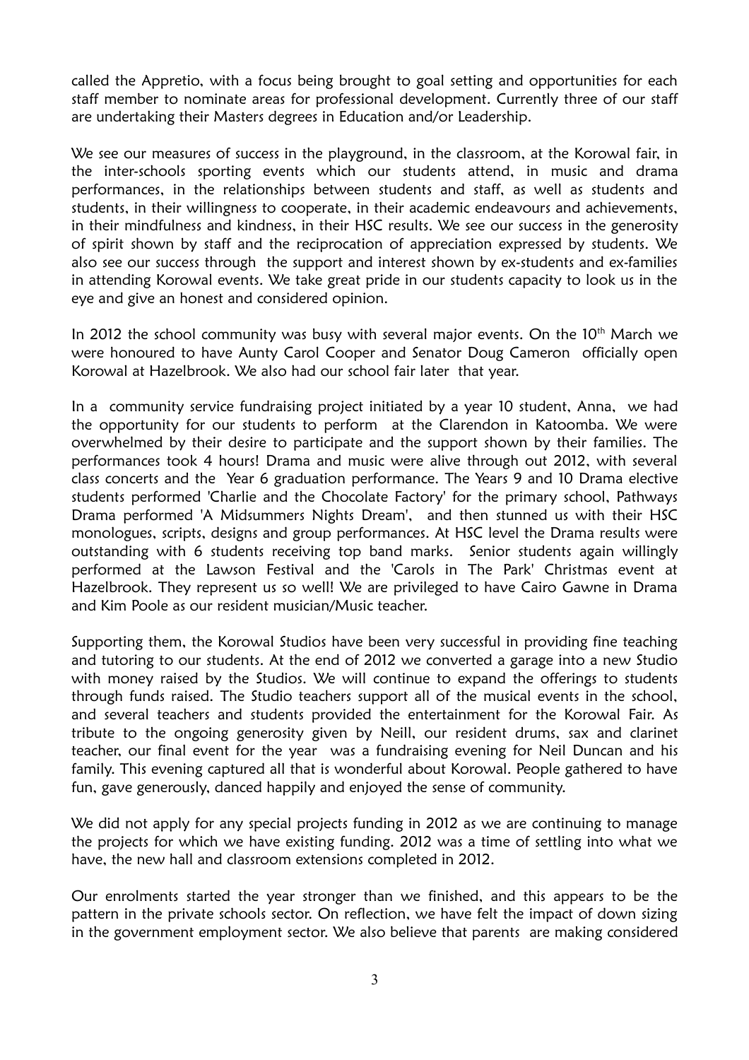called the Appretio, with a focus being brought to goal setting and opportunities for each staff member to nominate areas for professional development. Currently three of our staff are undertaking their Masters degrees in Education and/or Leadership.

We see our measures of success in the playground, in the classroom, at the Korowal fair, in the inter-schools sporting events which our students attend, in music and drama performances, in the relationships between students and staff, as well as students and students, in their willingness to cooperate, in their academic endeavours and achievements, in their mindfulness and kindness, in their HSC results. We see our success in the generosity of spirit shown by staff and the reciprocation of appreciation expressed by students. We also see our success through the support and interest shown by ex-students and ex-families in attending Korowal events. We take great pride in our students capacity to look us in the eye and give an honest and considered opinion.

In 2012 the school community was busy with several major events. On the 10th March we were honoured to have Aunty Carol Cooper and Senator Doug Cameron officially open Korowal at Hazelbrook. We also had our school fair later that year.

In a community service fundraising project initiated by a year 10 student, Anna, we had the opportunity for our students to perform at the Clarendon in Katoomba. We were overwhelmed by their desire to participate and the support shown by their families. The performances took 4 hours! Drama and music were alive through out 2012, with several class concerts and the Year 6 graduation performance. The Years 9 and 10 Drama elective students performed 'Charlie and the Chocolate Factory' for the primary school, Pathways Drama performed 'A Midsummers Nights Dream', and then stunned us with their HSC monologues, scripts, designs and group performances. At HSC level the Drama results were outstanding with 6 students receiving top band marks. Senior students again willingly performed at the Lawson Festival and the 'Carols in The Park' Christmas event at Hazelbrook. They represent us so well! We are privileged to have Cairo Gawne in Drama and Kim Poole as our resident musician/Music teacher.

Supporting them, the Korowal Studios have been very successful in providing fine teaching and tutoring to our students. At the end of 2012 we converted a garage into a new Studio with money raised by the Studios. We will continue to expand the offerings to students through funds raised. The Studio teachers support all of the musical events in the school, and several teachers and students provided the entertainment for the Korowal Fair. As tribute to the ongoing generosity given by Neill, our resident drums, sax and clarinet teacher, our final event for the year was a fundraising evening for Neil Duncan and his family. This evening captured all that is wonderful about Korowal. People gathered to have fun, gave generously, danced happily and enjoyed the sense of community.

We did not apply for any special projects funding in 2012 as we are continuing to manage the projects for which we have existing funding. 2012 was a time of settling into what we have, the new hall and classroom extensions completed in 2012.

Our enrolments started the year stronger than we finished, and this appears to be the pattern in the private schools sector. On reflection, we have felt the impact of down sizing in the government employment sector. We also believe that parents are making considered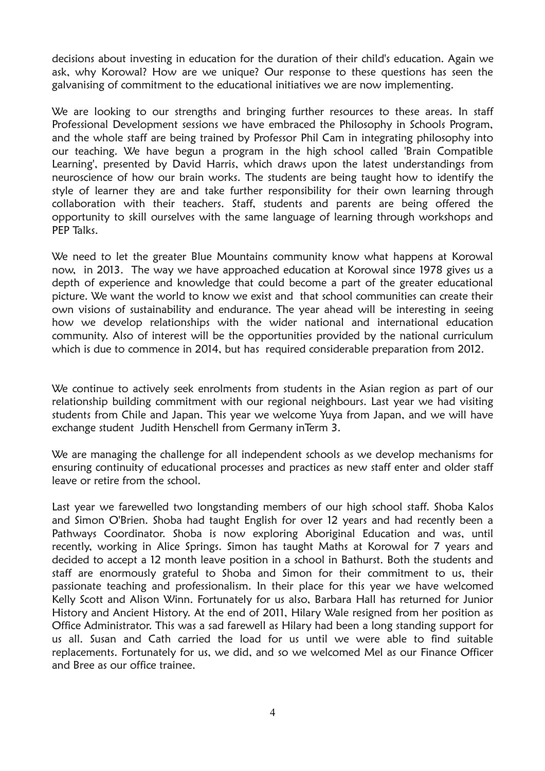decisions about investing in education for the duration of their child's education. Again we ask, why Korowal? How are we unique? Our response to these questions has seen the galvanising of commitment to the educational initiatives we are now implementing.

We are looking to our strengths and bringing further resources to these areas. In staff Professional Development sessions we have embraced the Philosophy in Schools Program, and the whole staff are being trained by Professor Phil Cam in integrating philosophy into our teaching. We have begun a program in the high school called 'Brain Compatible Learning', presented by David Harris, which draws upon the latest understandings from neuroscience of how our brain works. The students are being taught how to identify the style of learner they are and take further responsibility for their own learning through collaboration with their teachers. Staff, students and parents are being offered the opportunity to skill ourselves with the same language of learning through workshops and PEP Talks.

We need to let the greater Blue Mountains community know what happens at Korowal now, in 2013. The way we have approached education at Korowal since 1978 gives us a depth of experience and knowledge that could become a part of the greater educational picture. We want the world to know we exist and that school communities can create their own visions of sustainability and endurance. The year ahead will be interesting in seeing how we develop relationships with the wider national and international education community. Also of interest will be the opportunities provided by the national curriculum which is due to commence in 2014, but has required considerable preparation from 2012.

We continue to actively seek enrolments from students in the Asian region as part of our relationship building commitment with our regional neighbours. Last year we had visiting students from Chile and Japan. This year we welcome Yuya from Japan, and we will have exchange student Judith Henschell from Germany inTerm 3.

We are managing the challenge for all independent schools as we develop mechanisms for ensuring continuity of educational processes and practices as new staff enter and older staff leave or retire from the school.

Last year we farewelled two longstanding members of our high school staff. Shoba Kalos and Simon O'Brien. Shoba had taught English for over 12 years and had recently been a Pathways Coordinator. Shoba is now exploring Aboriginal Education and was, until recently, working in Alice Springs. Simon has taught Maths at Korowal for 7 years and decided to accept a 12 month leave position in a school in Bathurst. Both the students and staff are enormously grateful to Shoba and Simon for their commitment to us, their passionate teaching and professionalism. In their place for this year we have welcomed Kelly Scott and Alison Winn. Fortunately for us also, Barbara Hall has returned for Junior History and Ancient History. At the end of 2011, Hilary Wale resigned from her position as Office Administrator. This was a sad farewell as Hilary had been a long standing support for us all. Susan and Cath carried the load for us until we were able to find suitable replacements. Fortunately for us, we did, and so we welcomed Mel as our Finance Officer and Bree as our office trainee.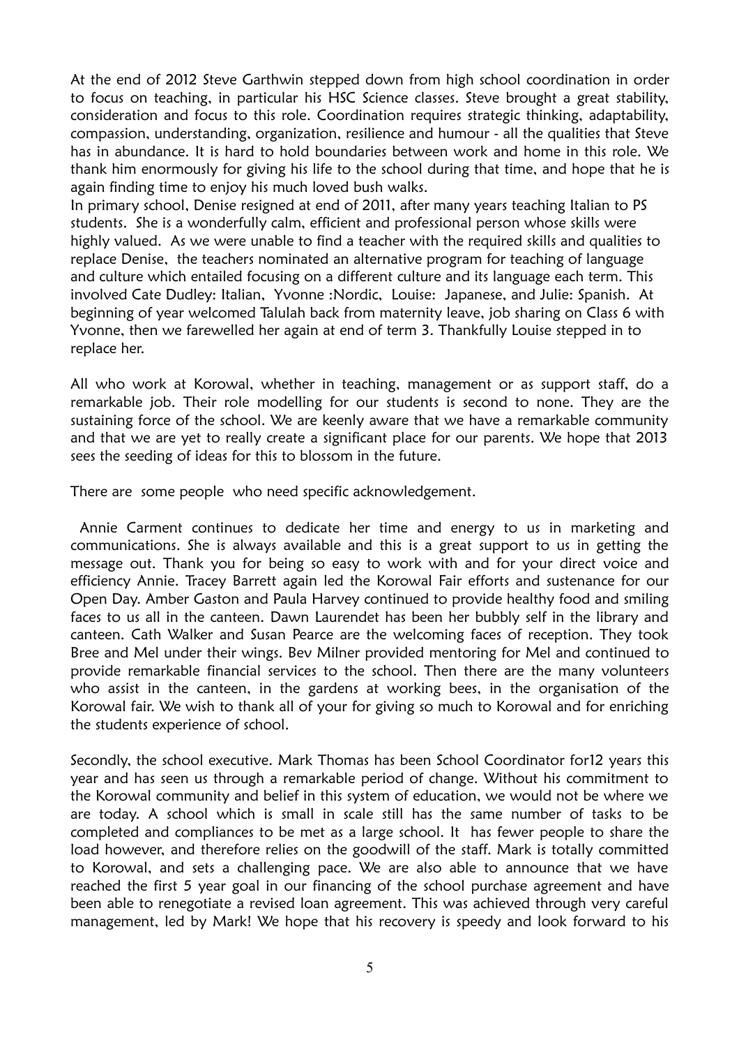At the end of 2012 Steve Garthwin stepped down from high school coordination in order to focus on teaching, in particular his HSC Science classes. Steve brought a great stability, consideration and focus to this role. Coordination requires strategic thinking, adaptability, compassion, understanding, organization, resilience and humour - all the qualities that Steve has in abundance. It is hard to hold boundaries between work and home in this role. We thank him enormously for giving his life to the school during that time, and hope that he is again finding time to enjoy his much loved bush walks.
In primary school, Denise resigned at end of 2011, after many years teaching Italian to PS students. She is a wonderfully calm, efficient and professional person whose skills were highly valued. As we were unable to find a teacher with the required skills and qualities to replace Denise, the teachers nominated an alternative program for teaching of language and culture which entailed focusing on a different culture and its language each term. This involved Cate Dudley: Italian, Yvonne :Nordic, Louise: Japanese, and Julie: Spanish. At beginning of year welcomed Talulah back from maternity leave, job sharing on Class 6 with Yvonne, then we farewelled her again at end of term 3. Thankfully Louise stepped in to replace her.

All who work at Korowal, whether in teaching, management or as support staff, do a remarkable job. Their role modelling for our students is second to none. They are the sustaining force of the school. We are keenly aware that we have a remarkable community and that we are yet to really create a significant place for our parents. We hope that 2013 sees the seeding of ideas for this to blossom in the future.

There are some people who need specific acknowledgement.

Annie Carment continues to dedicate her time and energy to us in marketing and communications. She is always available and this is a great support to us in getting the message out. Thank you for being so easy to work with and for your direct voice and efficiency Annie. Tracey Barrett again led the Korowal Fair efforts and sustenance for our Open Day. Amber Gaston and Paula Harvey continued to provide healthy food and smiling faces to us all in the canteen. Dawn Laurendet has been her bubbly self in the library and canteen. Cath Walker and Susan Pearce are the welcoming faces of reception. They took Bree and Mel under their wings. Bev Milner provided mentoring for Mel and continued to provide remarkable financial services to the school. Then there are the many volunteers who assist in the canteen, in the gardens at working bees, in the organisation of the Korowal fair. We wish to thank all of your for giving so much to Korowal and for enriching the students experience of school.

Secondly, the school executive. Mark Thomas has been School Coordinator for12 years this year and has seen us through a remarkable period of change. Without his commitment to the Korowal community and belief in this system of education, we would not be where we are today. A school which is small in scale still has the same number of tasks to be completed and compliances to be met as a large school. It has fewer people to share the load however, and therefore relies on the goodwill of the staff. Mark is totally committed to Korowal, and sets a challenging pace. We are also able to announce that we have reached the first 5 year goal in our financing of the school purchase agreement and have been able to renegotiate a revised loan agreement. This was achieved through very careful management, led by Mark! We hope that his recovery is speedy and look forward to his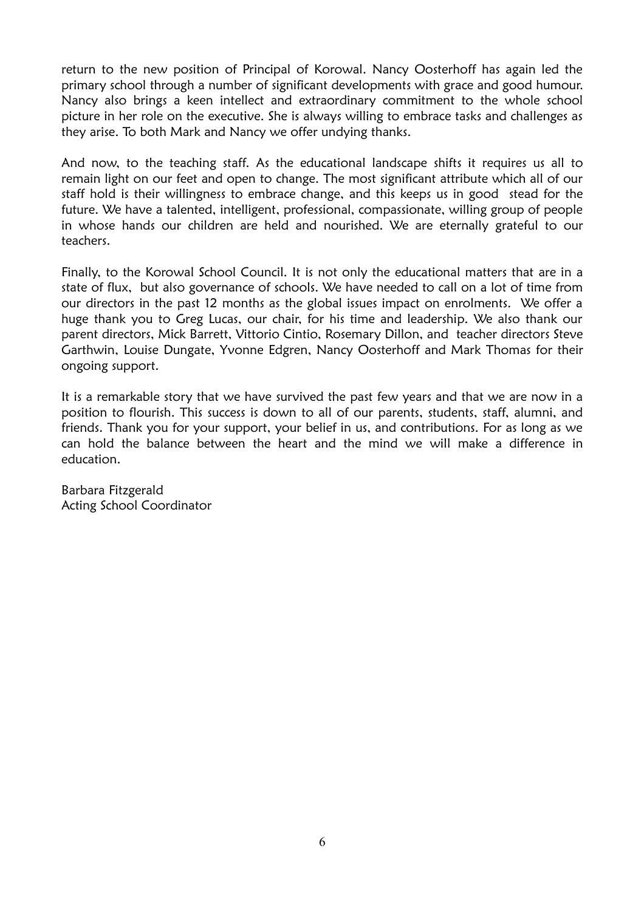return to the new position of Principal of Korowal. Nancy Oosterhoff has again led the primary school through a number of significant developments with grace and good humour. Nancy also brings a keen intellect and extraordinary commitment to the whole school picture in her role on the executive. She is always willing to embrace tasks and challenges as they arise. To both Mark and Nancy we offer undying thanks.

And now, to the teaching staff. As the educational landscape shifts it requires us all to remain light on our feet and open to change. The most significant attribute which all of our staff hold is their willingness to embrace change, and this keeps us in good stead for the future. We have a talented, intelligent, professional, compassionate, willing group of people in whose hands our children are held and nourished. We are eternally grateful to our teachers.

Finally, to the Korowal School Council. It is not only the educational matters that are in a state of flux, but also governance of schools. We have needed to call on a lot of time from our directors in the past 12 months as the global issues impact on enrolments. We offer a huge thank you to Greg Lucas, our chair, for his time and leadership. We also thank our parent directors, Mick Barrett, Vittorio Cintio, Rosemary Dillon, and teacher directors Steve Garthwin, Louise Dungate, Yvonne Edgren, Nancy Oosterhoff and Mark Thomas for their ongoing support.

It is a remarkable story that we have survived the past few years and that we are now in a position to flourish. This success is down to all of our parents, students, staff, alumni, and friends. Thank you for your support, your belief in us, and contributions. For as long as we can hold the balance between the heart and the mind we will make a difference in education.

Barbara Fitzgerald
Acting School Coordinator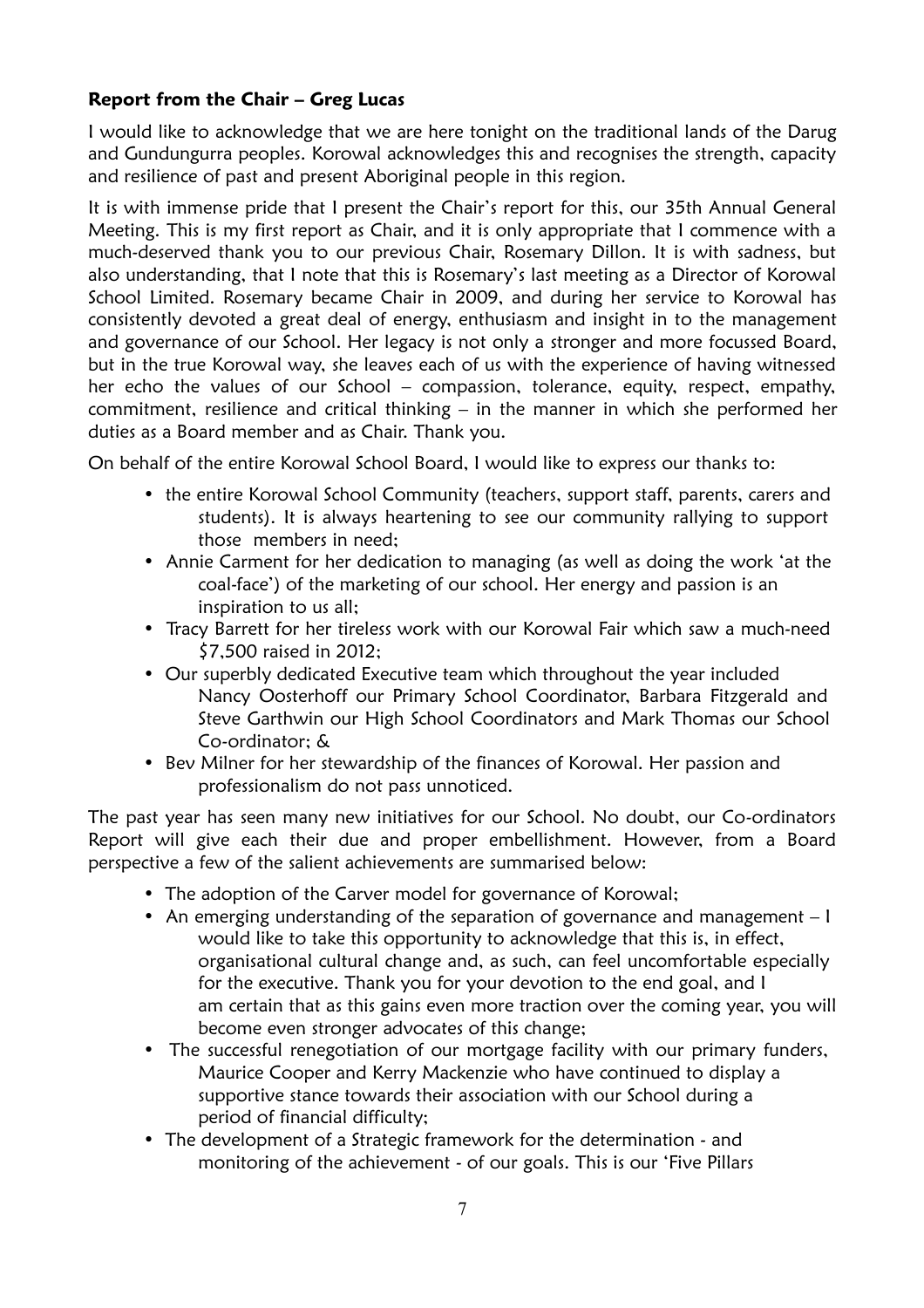**Report from the Chair – Greg Lucas**

I would like to acknowledge that we are here tonight on the traditional lands of the Darug and Gundungurra peoples. Korowal acknowledges this and recognises the strength, capacity and resilience of past and present Aboriginal people in this region.

It is with immense pride that I present the Chair's report for this, our 35th Annual General Meeting. This is my first report as Chair, and it is only appropriate that I commence with a much-deserved thank you to our previous Chair, Rosemary Dillon. It is with sadness, but also understanding, that I note that this is Rosemary's last meeting as a Director of Korowal School Limited. Rosemary became Chair in 2009, and during her service to Korowal has consistently devoted a great deal of energy, enthusiasm and insight in to the management and governance of our School. Her legacy is not only a stronger and more focussed Board, but in the true Korowal way, she leaves each of us with the experience of having witnessed her echo the values of our School – compassion, tolerance, equity, respect, empathy, commitment, resilience and critical thinking – in the manner in which she performed her duties as a Board member and as Chair. Thank you.

On behalf of the entire Korowal School Board, I would like to express our thanks to:

- the entire Korowal School Community (teachers, support staff, parents, carers and students). It is always heartening to see our community rallying to support those members in need;
- Annie Carment for her dedication to managing (as well as doing the work 'at the coal-face') of the marketing of our school. Her energy and passion is an inspiration to us all;
- Tracy Barrett for her tireless work with our Korowal Fair which saw a much-need \$7,500 raised in 2012;
- Our superbly dedicated Executive team which throughout the year included Nancy Oosterhoff our Primary School Coordinator, Barbara Fitzgerald and Steve Garthwin our High School Coordinators and Mark Thomas our School Co-ordinator; &
- Bev Milner for her stewardship of the finances of Korowal. Her passion and professionalism do not pass unnoticed.

The past year has seen many new initiatives for our School. No doubt, our Co-ordinators Report will give each their due and proper embellishment. However, from a Board perspective a few of the salient achievements are summarised below:

- The adoption of the Carver model for governance of Korowal;
- An emerging understanding of the separation of governance and management – I would like to take this opportunity to acknowledge that this is, in effect, organisational cultural change and, as such, can feel uncomfortable especially for the executive. Thank you for your devotion to the end goal, and I am certain that as this gains even more traction over the coming year, you will become even stronger advocates of this change;
- The successful renegotiation of our mortgage facility with our primary funders, Maurice Cooper and Kerry Mackenzie who have continued to display a supportive stance towards their association with our School during a period of financial difficulty;
- The development of a Strategic framework for the determination - and monitoring of the achievement - of our goals. This is our 'Five Pillars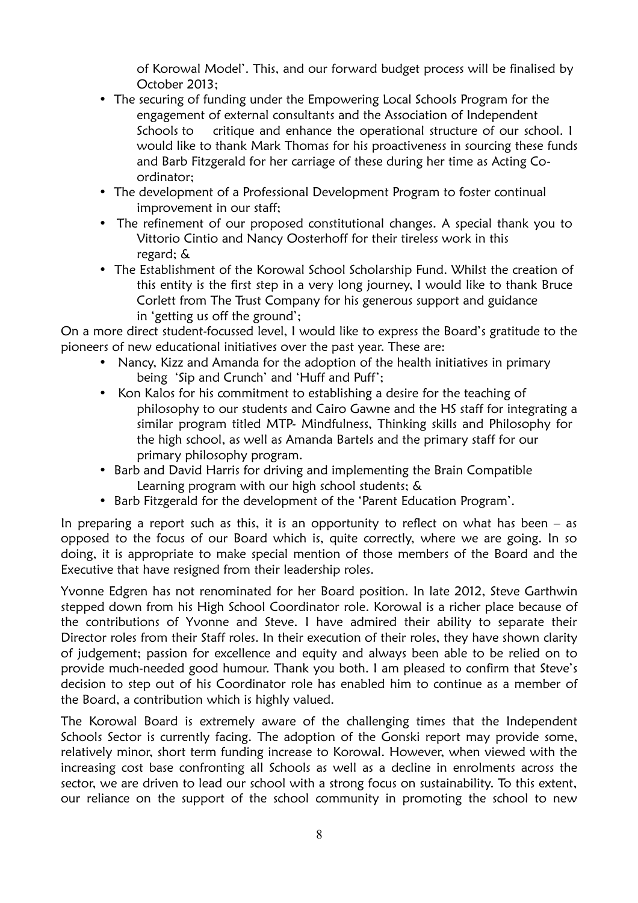of Korowal Model'. This, and our forward budget process will be finalised by October 2013;

- The securing of funding under the Empowering Local Schools Program for the engagement of external consultants and the Association of Independent Schools to critique and enhance the operational structure of our school. I would like to thank Mark Thomas for his proactiveness in sourcing these funds and Barb Fitzgerald for her carriage of these during her time as Acting Co-ordinator;
- The development of a Professional Development Program to foster continual improvement in our staff;
- The refinement of our proposed constitutional changes. A special thank you to Vittorio Cintio and Nancy Oosterhoff for their tireless work in this regard; &
- The Establishment of the Korowal School Scholarship Fund. Whilst the creation of this entity is the first step in a very long journey, I would like to thank Bruce Corlett from The Trust Company for his generous support and guidance in 'getting us off the ground';

On a more direct student-focussed level, I would like to express the Board's gratitude to the pioneers of new educational initiatives over the past year. These are:

- Nancy, Kizz and Amanda for the adoption of the health initiatives in primary being 'Sip and Crunch' and 'Huff and Puff';
- Kon Kalos for his commitment to establishing a desire for the teaching of philosophy to our students and Cairo Gawne and the HS staff for integrating a similar program titled MTP- Mindfulness, Thinking skills and Philosophy for the high school, as well as Amanda Bartels and the primary staff for our primary philosophy program.
- Barb and David Harris for driving and implementing the Brain Compatible Learning program with our high school students; &
- Barb Fitzgerald for the development of the 'Parent Education Program'.

In preparing a report such as this, it is an opportunity to reflect on what has been – as opposed to the focus of our Board which is, quite correctly, where we are going. In so doing, it is appropriate to make special mention of those members of the Board and the Executive that have resigned from their leadership roles.

Yvonne Edgren has not renominated for her Board position. In late 2012, Steve Garthwin stepped down from his High School Coordinator role. Korowal is a richer place because of the contributions of Yvonne and Steve. I have admired their ability to separate their Director roles from their Staff roles. In their execution of their roles, they have shown clarity of judgement; passion for excellence and equity and always been able to be relied on to provide much-needed good humour. Thank you both. I am pleased to confirm that Steve's decision to step out of his Coordinator role has enabled him to continue as a member of the Board, a contribution which is highly valued.

The Korowal Board is extremely aware of the challenging times that the Independent Schools Sector is currently facing. The adoption of the Gonski report may provide some, relatively minor, short term funding increase to Korowal. However, when viewed with the increasing cost base confronting all Schools as well as a decline in enrolments across the sector, we are driven to lead our school with a strong focus on sustainability. To this extent, our reliance on the support of the school community in promoting the school to new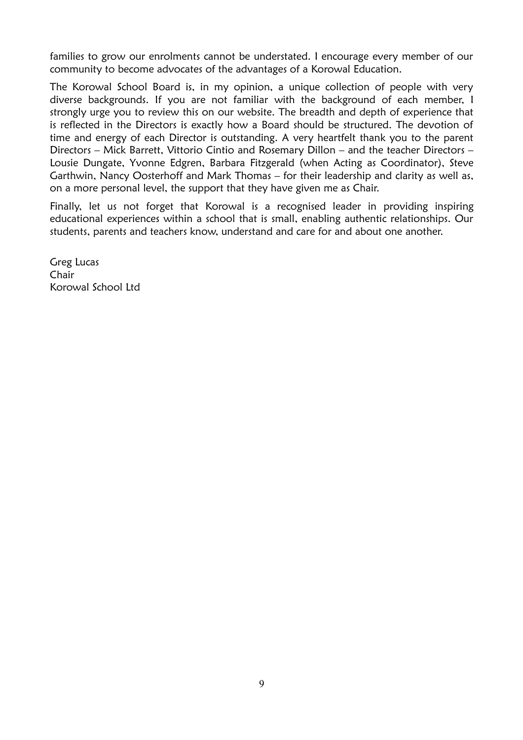families to grow our enrolments cannot be understated. I encourage every member of our community to become advocates of the advantages of a Korowal Education.

The Korowal School Board is, in my opinion, a unique collection of people with very diverse backgrounds. If you are not familiar with the background of each member, I strongly urge you to review this on our website. The breadth and depth of experience that is reflected in the Directors is exactly how a Board should be structured. The devotion of time and energy of each Director is outstanding. A very heartfelt thank you to the parent Directors – Mick Barrett, Vittorio Cintio and Rosemary Dillon – and the teacher Directors – Lousie Dungate, Yvonne Edgren, Barbara Fitzgerald (when Acting as Coordinator), Steve Garthwin, Nancy Oosterhoff and Mark Thomas – for their leadership and clarity as well as, on a more personal level, the support that they have given me as Chair.

Finally, let us not forget that Korowal is a recognised leader in providing inspiring educational experiences within a school that is small, enabling authentic relationships. Our students, parents and teachers know, understand and care for and about one another.

Greg Lucas
Chair
Korowal School Ltd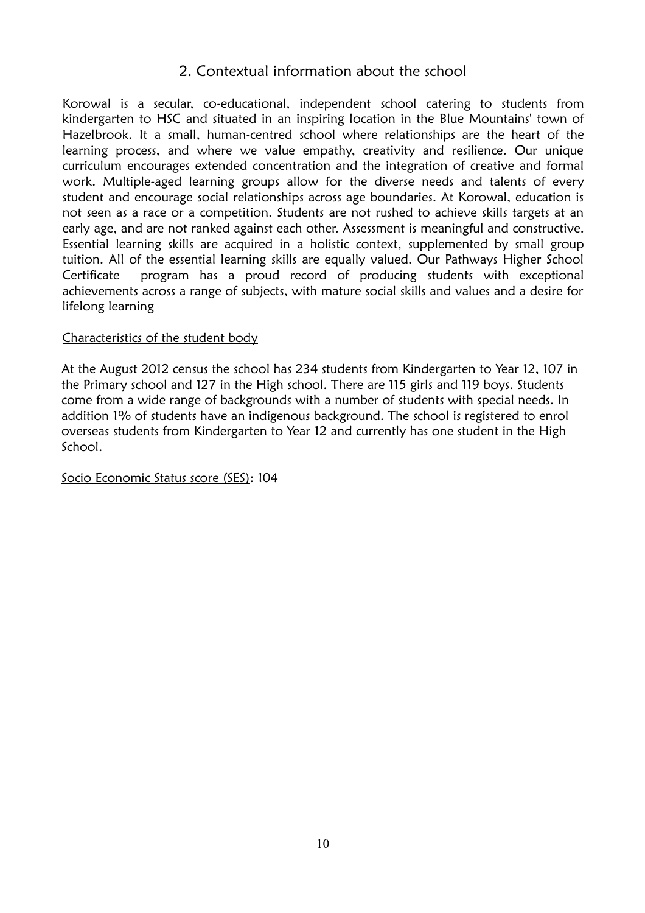## 2. Contextual information about the school

Korowal is a secular, co-educational, independent school catering to students from kindergarten to HSC and situated in an inspiring location in the Blue Mountains' town of Hazelbrook. It a small, human-centred school where relationships are the heart of the learning process, and where we value empathy, creativity and resilience. Our unique curriculum encourages extended concentration and the integration of creative and formal work. Multiple-aged learning groups allow for the diverse needs and talents of every student and encourage social relationships across age boundaries. At Korowal, education is not seen as a race or a competition. Students are not rushed to achieve skills targets at an early age, and are not ranked against each other. Assessment is meaningful and constructive. Essential learning skills are acquired in a holistic context, supplemented by small group tuition. All of the essential learning skills are equally valued. Our Pathways Higher School Certificate program has a proud record of producing students with exceptional achievements across a range of subjects, with mature social skills and values and a desire for lifelong learning

Characteristics of the student body

At the August 2012 census the school has 234 students from Kindergarten to Year 12, 107 in the Primary school and 127 in the High school. There are 115 girls and 119 boys. Students come from a wide range of backgrounds with a number of students with special needs. In addition 1% of students have an indigenous background. The school is registered to enrol overseas students from Kindergarten to Year 12 and currently has one student in the High School.

Socio Economic Status score (SES): 104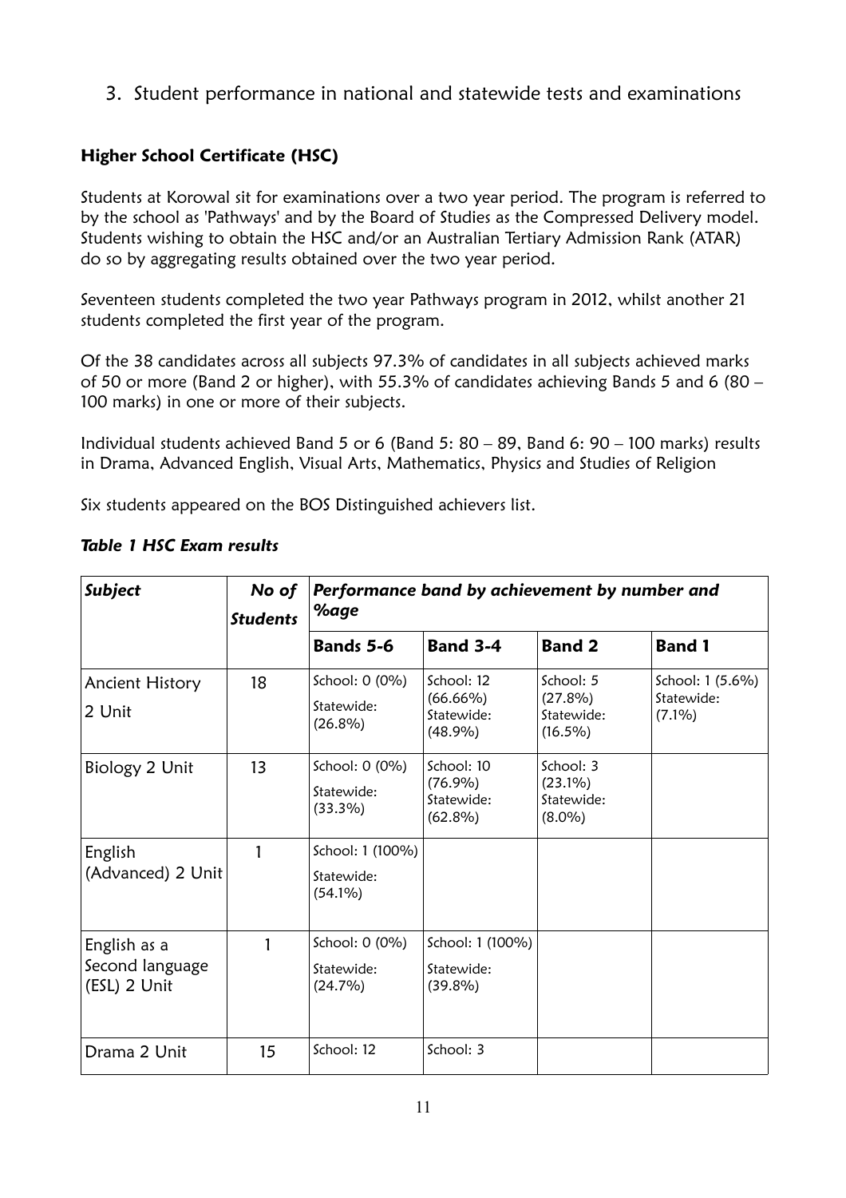## 3. Student performance in national and statewide tests and examinations

### Higher School Certificate (HSC)

Students at Korowal sit for examinations over a two year period. The program is referred to by the school as 'Pathways' and by the Board of Studies as the Compressed Delivery model. Students wishing to obtain the HSC and/or an Australian Tertiary Admission Rank (ATAR) do so by aggregating results obtained over the two year period.

Seventeen students completed the two year Pathways program in 2012, whilst another 21 students completed the first year of the program.

Of the 38 candidates across all subjects 97.3% of candidates in all subjects achieved marks of 50 or more (Band 2 or higher), with 55.3% of candidates achieving Bands 5 and 6 (80 – 100 marks) in one or more of their subjects.

Individual students achieved Band 5 or 6 (Band 5: 80 – 89, Band 6: 90 – 100 marks) results in Drama, Advanced English, Visual Arts, Mathematics, Physics and Studies of Religion

Six students appeared on the BOS Distinguished achievers list.

***Table 1 HSC Exam results***

| *Subject* | *No of Students* | *Performance band by achievement by number and %age* | | | |
|---|---|---|---|---|---|
| | | **Bands 5-6** | **Band 3-4** | **Band 2** | **Band 1** |
| Ancient History 2 Unit | 18 | School: 0 (0%) Statewide: (26.8%) | School: 12 (66.66%) Statewide: (48.9%) | School: 5 (27.8%) Statewide: (16.5%) | School: 1 (5.6%) Statewide: (7.1%) |
| Biology 2 Unit | 13 | School: 0 (0%) Statewide: (33.3%) | School: 10 (76.9%) Statewide: (62.8%) | School: 3 (23.1%) Statewide: (8.0%) | |
| English (Advanced) 2 Unit | 1 | School: 1 (100%) Statewide: (54.1%) | | | |
| English as a Second language (ESL) 2 Unit | 1 | School: 0 (0%) Statewide: (24.7%) | School: 1 (100%) Statewide: (39.8%) | | |
| Drama 2 Unit | 15 | School: 12 | School: 3 | | |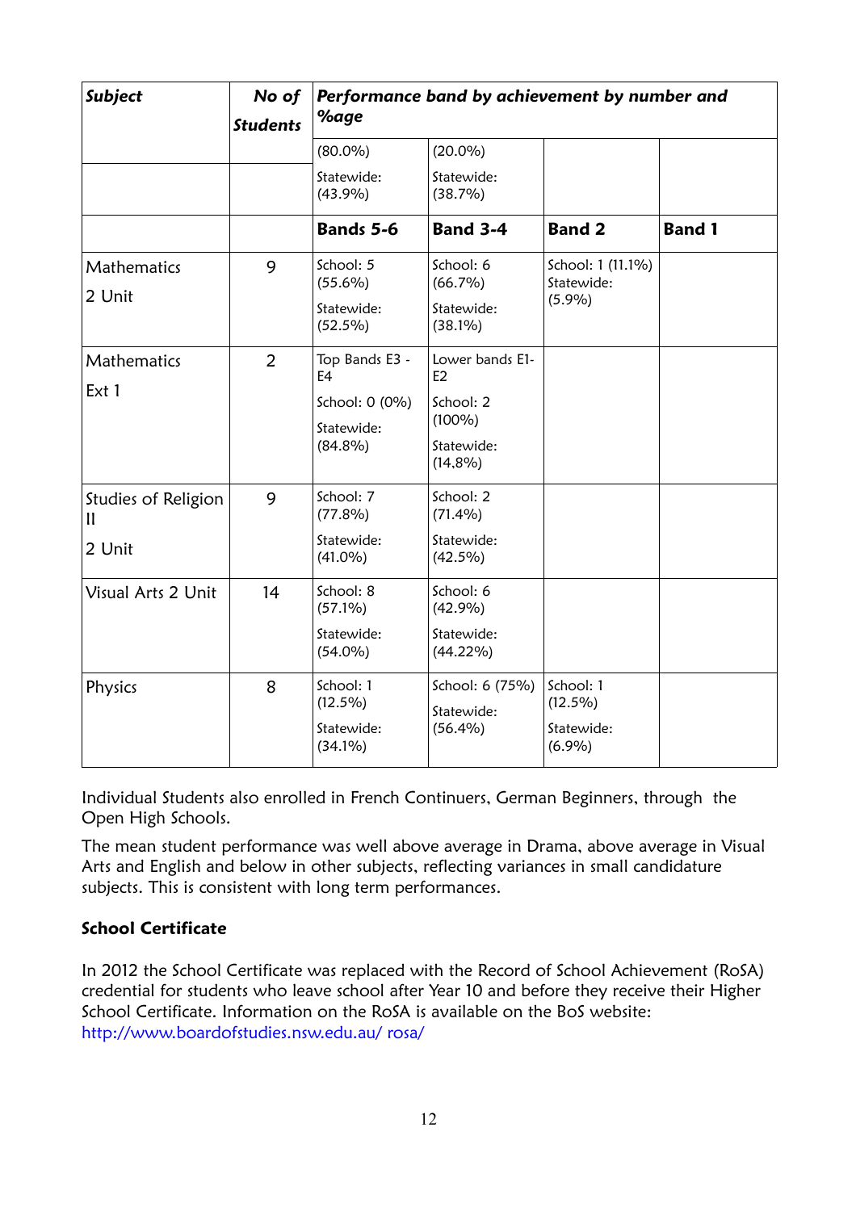| *Subject* | *No of Students* | *Performance band by achievement by number and %age* | | | |
|---|---|---|---|---|---|
| | | (80.0%) | (20.0%) | | |
| | | Statewide: (43.9%) | Statewide: (38.7%) | | |
| | | **Bands 5-6** | **Band 3-4** | **Band 2** | **Band 1** |
| Mathematics 2 Unit | 9 | School: 5 (55.6%) Statewide: (52.5%) | School: 6 (66.7%) Statewide: (38.1%) | School: 1 (11.1%) Statewide: (5.9%) | |
| Mathematics Ext 1 | 2 | Top Bands E3 - E4 School: 0 (0%) Statewide: (84.8%) | Lower bands E1-E2 School: 2 (100%) Statewide: (14,8%) | | |
| Studies of Religion II 2 Unit | 9 | School: 7 (77.8%) Statewide: (41.0%) | School: 2 (71.4%) Statewide: (42.5%) | | |
| Visual Arts 2 Unit | 14 | School: 8 (57.1%) Statewide: (54.0%) | School: 6 (42.9%) Statewide: (44.22%) | | |
| Physics | 8 | School: 1 (12.5%) Statewide: (34.1%) | School: 6 (75%) Statewide: (56.4%) | School: 1 (12.5%) Statewide: (6.9%) | |

Individual Students also enrolled in French Continuers, German Beginners, through the Open High Schools.

The mean student performance was well above average in Drama, above average in Visual Arts and English and below in other subjects, reflecting variances in small candidature subjects. This is consistent with long term performances.

**School Certificate**

In 2012 the School Certificate was replaced with the Record of School Achievement (RoSA) credential for students who leave school after Year 10 and before they receive their Higher School Certificate. Information on the RoSA is available on the BoS website: http://www.boardofstudies.nsw.edu.au/ rosa/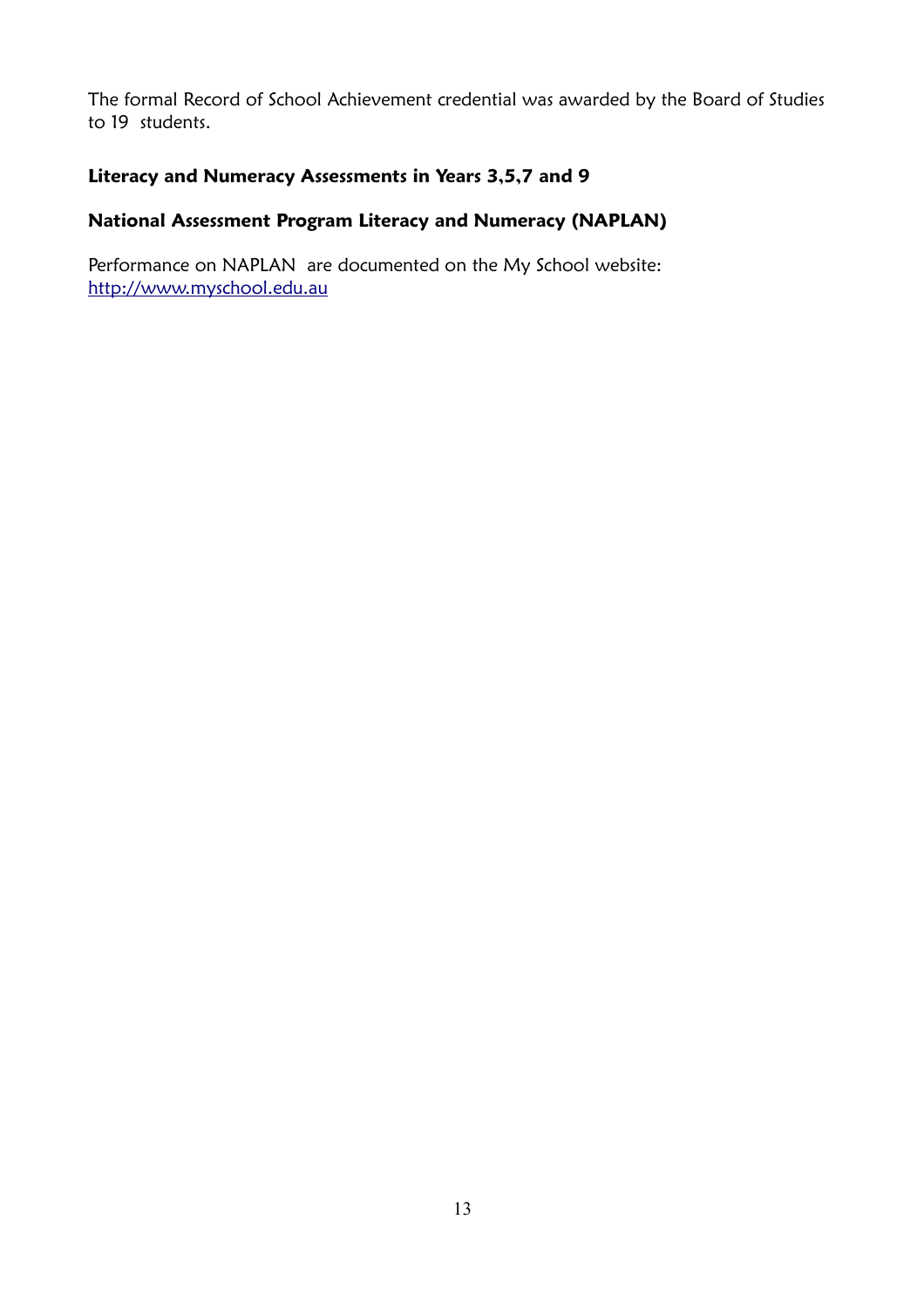The formal Record of School Achievement credential was awarded by the Board of Studies to 19 students.

### Literacy and Numeracy Assessments in Years 3,5,7 and 9

### National Assessment Program Literacy and Numeracy (NAPLAN)

Performance on NAPLAN are documented on the My School website: http://www.myschool.edu.au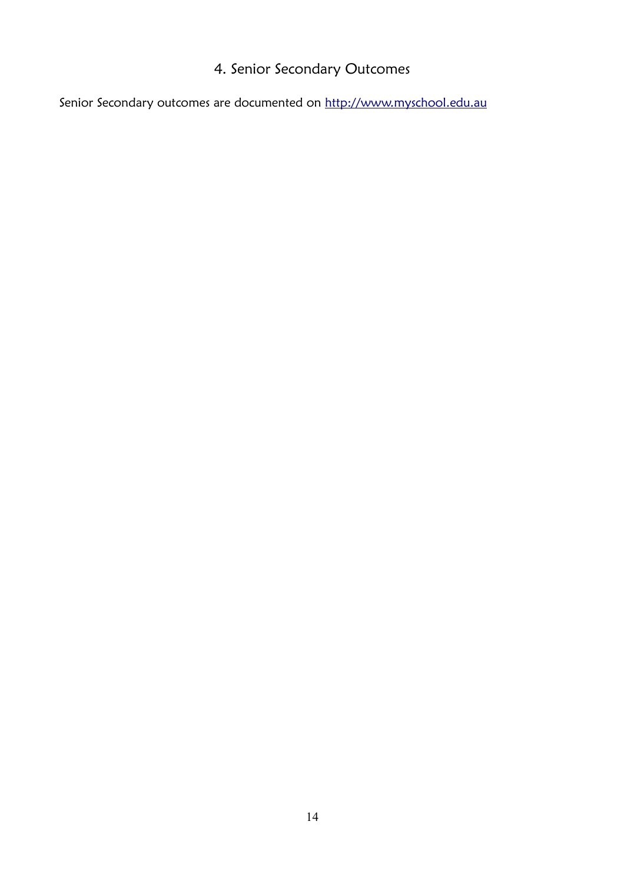## 4. Senior Secondary Outcomes

Senior Secondary outcomes are documented on [http://www.myschool.edu.au](http://www.myschool.edu.au)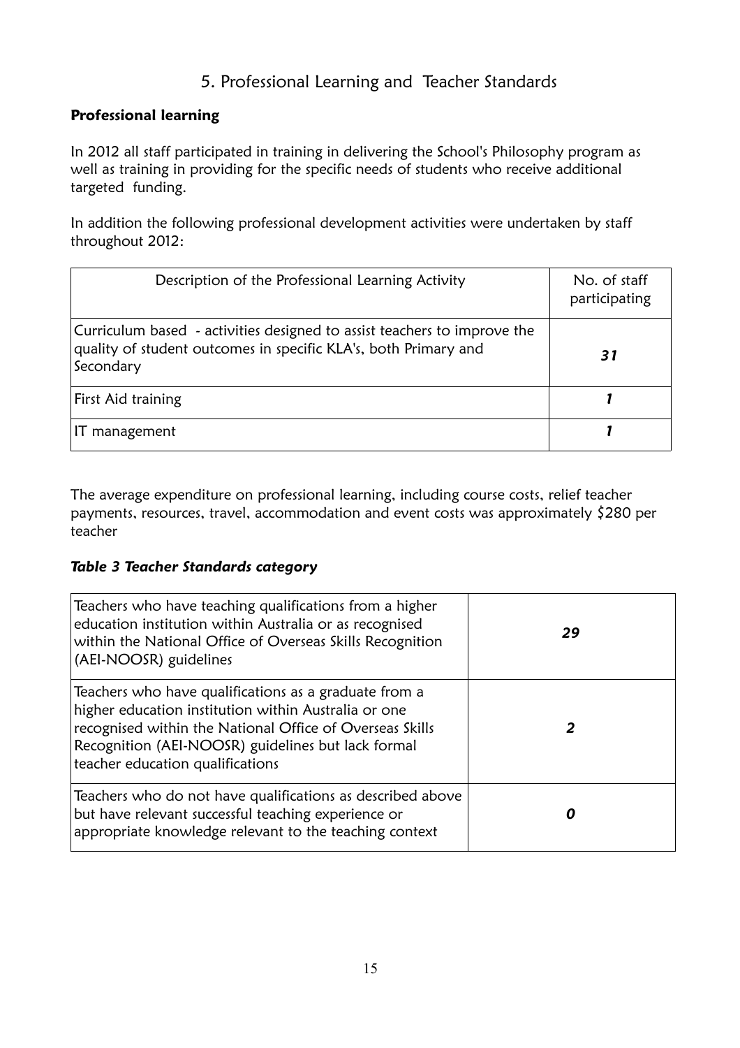# 5. Professional Learning and Teacher Standards

**Professional learning**

In 2012 all staff participated in training in delivering the School's Philosophy program as well as training in providing for the specific needs of students who receive additional targeted funding.

In addition the following professional development activities were undertaken by staff throughout 2012:

| Description of the Professional Learning Activity | No. of staff participating |
|---|---|
| Curriculum based - activities designed to assist teachers to improve the quality of student outcomes in specific KLA's, both Primary and Secondary | ***31*** |
| First Aid training | ***1*** |
| IT management | ***1*** |

The average expenditure on professional learning, including course costs, relief teacher payments, resources, travel, accommodation and event costs was approximately $280 per teacher

***Table 3 Teacher Standards category***

| | |
|---|---|
| Teachers who have teaching qualifications from a higher education institution within Australia or as recognised within the National Office of Overseas Skills Recognition (AEI-NOOSR) guidelines | ***29*** |
| Teachers who have qualifications as a graduate from a higher education institution within Australia or one recognised within the National Office of Overseas Skills Recognition (AEI-NOOSR) guidelines but lack formal teacher education qualifications | ***2*** |
| Teachers who do not have qualifications as described above but have relevant successful teaching experience or appropriate knowledge relevant to the teaching context | ***0*** |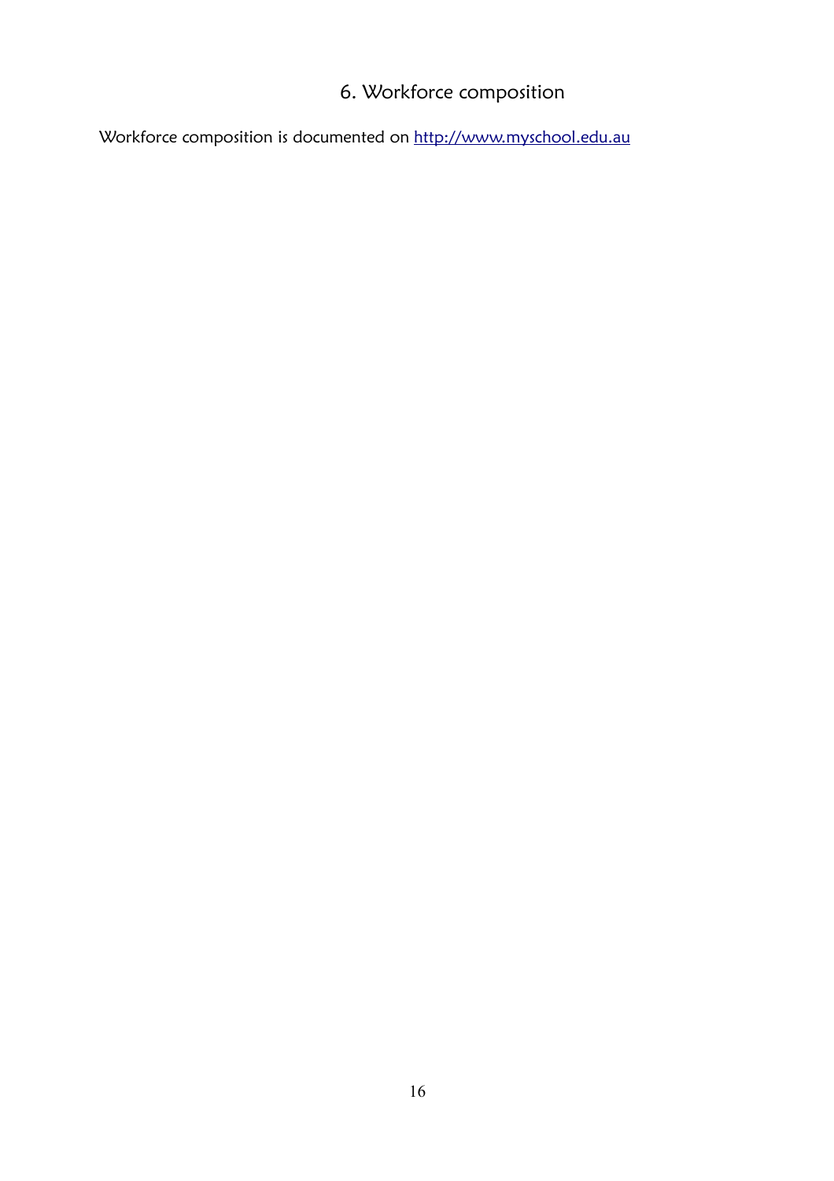# 6. Workforce composition

Workforce composition is documented on [http://www.myschool.edu.au](http://www.myschool.edu.au)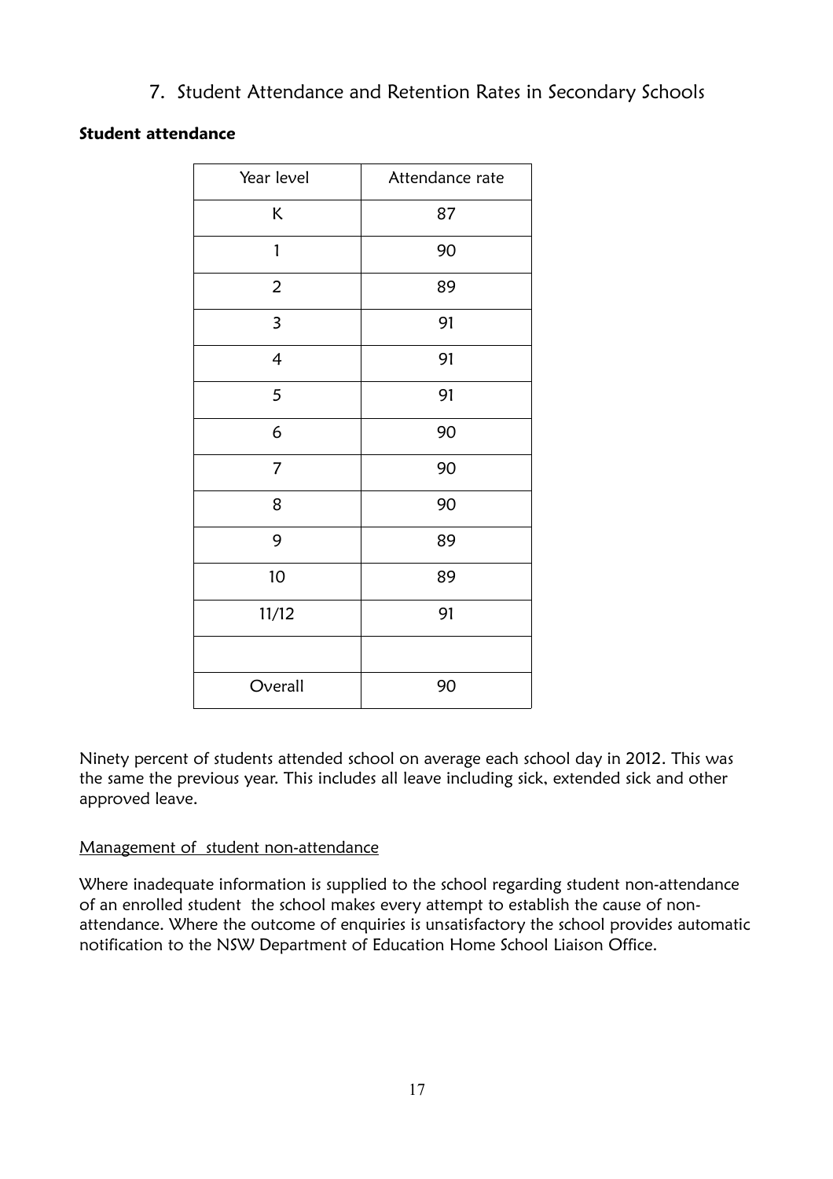## 7. Student Attendance and Retention Rates in Secondary Schools

**Student attendance**

| Year level | Attendance rate |
|---|---|
| K | 87 |
| 1 | 90 |
| 2 | 89 |
| 3 | 91 |
| 4 | 91 |
| 5 | 91 |
| 6 | 90 |
| 7 | 90 |
| 8 | 90 |
| 9 | 89 |
| 10 | 89 |
| 11/12 | 91 |
| | |
| Overall | 90 |

Ninety percent of students attended school on average each school day in 2012. This was the same the previous year. This includes all leave including sick, extended sick and other approved leave.

<u>Management of student non-attendance</u>

Where inadequate information is supplied to the school regarding student non-attendance of an enrolled student the school makes every attempt to establish the cause of non-attendance. Where the outcome of enquiries is unsatisfactory the school provides automatic notification to the NSW Department of Education Home School Liaison Office.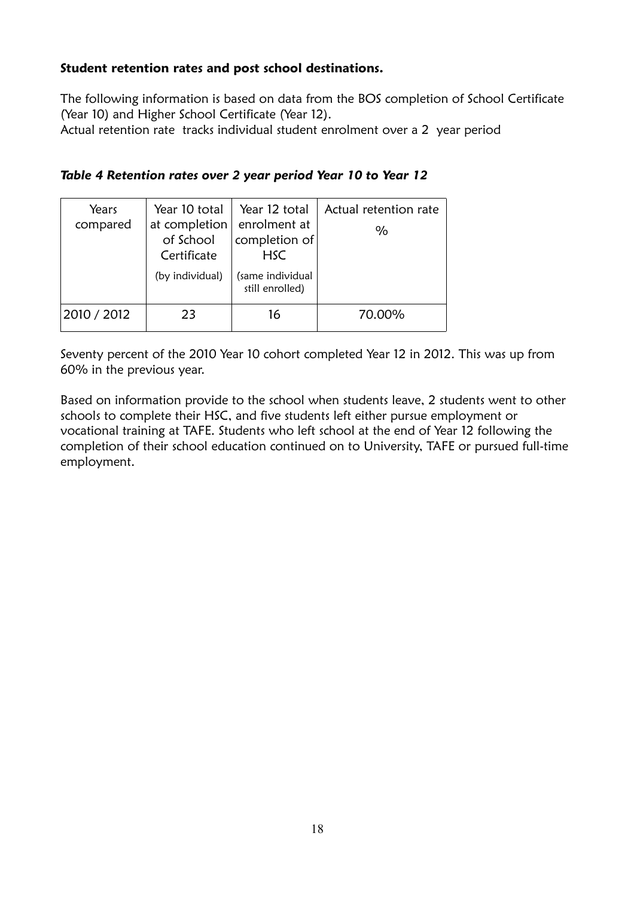**Student retention rates and post school destinations.**

The following information is based on data from the BOS completion of School Certificate (Year 10) and Higher School Certificate (Year 12).
Actual retention rate tracks individual student enrolment over a 2 year period

***Table 4 Retention rates over 2 year period Year 10 to Year 12***

| Years compared | Year 10 total at completion of School Certificate (by individual) | Year 12 total enrolment at completion of HSC (same individual still enrolled) | Actual retention rate % |
|---|---|---|---|
| 2010 / 2012 | 23 | 16 | 70.00% |

Seventy percent of the 2010 Year 10 cohort completed Year 12 in 2012. This was up from 60% in the previous year.

Based on information provide to the school when students leave, 2 students went to other schools to complete their HSC, and five students left either pursue employment or vocational training at TAFE. Students who left school at the end of Year 12 following the completion of their school education continued on to University, TAFE or pursued full-time employment.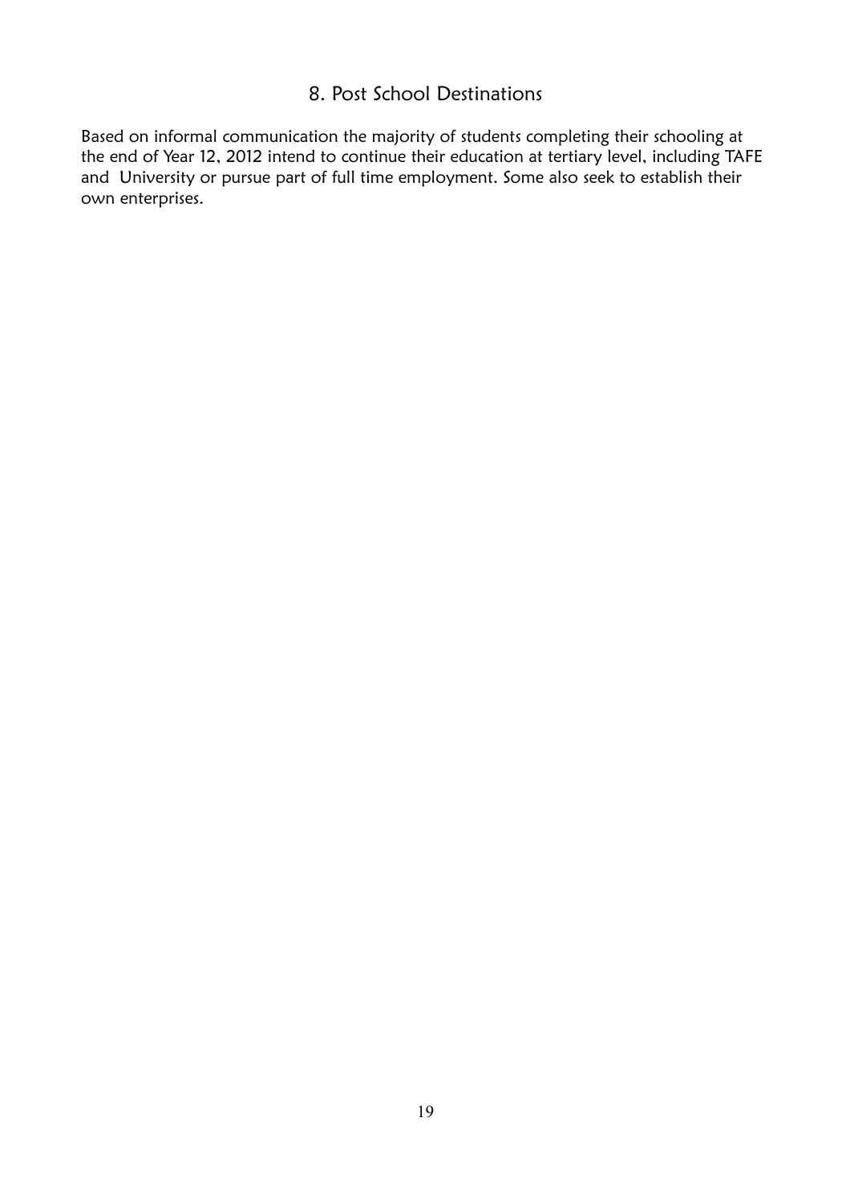## 8. Post School Destinations

Based on informal communication the majority of students completing their schooling at the end of Year 12, 2012 intend to continue their education at tertiary level, including TAFE and University or pursue part of full time employment. Some also seek to establish their own enterprises.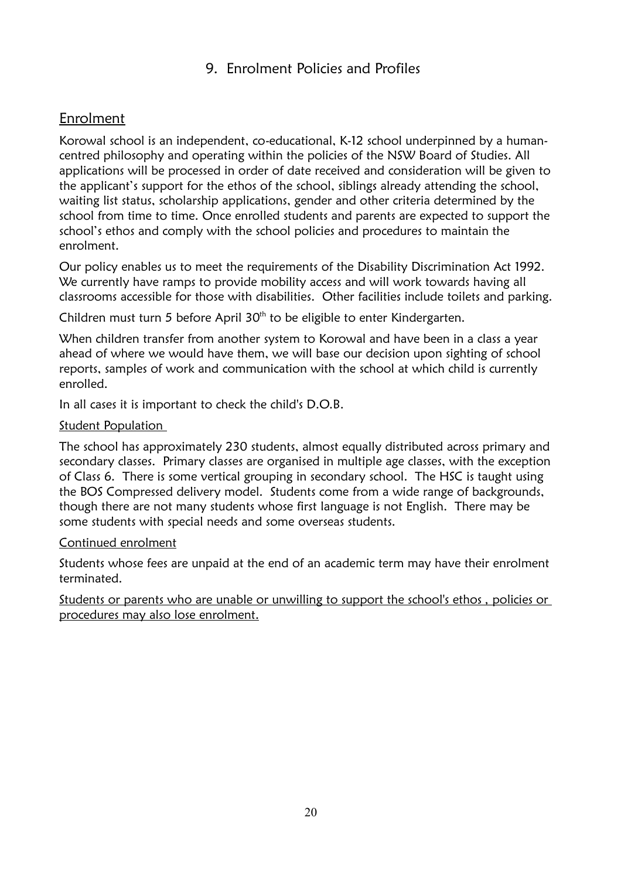# 9. Enrolment Policies and Profiles

## Enrolment

Korowal school is an independent, co-educational, K-12 school underpinned by a human-centred philosophy and operating within the policies of the NSW Board of Studies. All applications will be processed in order of date received and consideration will be given to the applicant's support for the ethos of the school, siblings already attending the school, waiting list status, scholarship applications, gender and other criteria determined by the school from time to time. Once enrolled students and parents are expected to support the school's ethos and comply with the school policies and procedures to maintain the enrolment.

Our policy enables us to meet the requirements of the Disability Discrimination Act 1992. We currently have ramps to provide mobility access and will work towards having all classrooms accessible for those with disabilities. Other facilities include toilets and parking.

Children must turn 5 before April 30th to be eligible to enter Kindergarten.

When children transfer from another system to Korowal and have been in a class a year ahead of where we would have them, we will base our decision upon sighting of school reports, samples of work and communication with the school at which child is currently enrolled.

In all cases it is important to check the child's D.O.B.

### Student Population

The school has approximately 230 students, almost equally distributed across primary and secondary classes. Primary classes are organised in multiple age classes, with the exception of Class 6. There is some vertical grouping in secondary school. The HSC is taught using the BOS Compressed delivery model. Students come from a wide range of backgrounds, though there are not many students whose first language is not English. There may be some students with special needs and some overseas students.

### Continued enrolment

Students whose fees are unpaid at the end of an academic term may have their enrolment terminated.

Students or parents who are unable or unwilling to support the school's ethos , policies or procedures may also lose enrolment.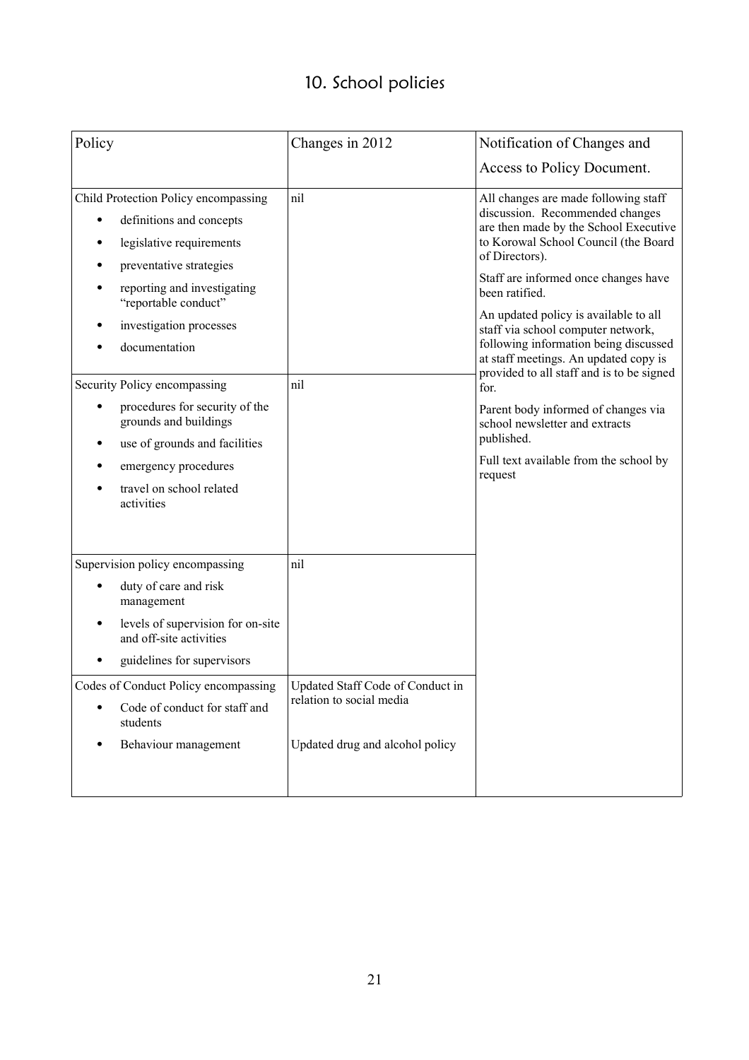# 10. School policies

| Policy | Changes in 2012 | Notification of Changes and Access to Policy Document. |
|---|---|---|
| Child Protection Policy encompassing<br>• definitions and concepts<br>• legislative requirements<br>• preventative strategies<br>• reporting and investigating "reportable conduct"<br>• investigation processes<br>• documentation | nil | All changes are made following staff discussion. Recommended changes are then made by the School Executive to Korowal School Council (the Board of Directors).<br><br>Staff are informed once changes have been ratified.<br><br>An updated policy is available to all staff via school computer network, following information being discussed at staff meetings. An updated copy is provided to all staff and is to be signed for.<br><br>Parent body informed of changes via school newsletter and extracts published.<br><br>Full text available from the school by request |
| Security Policy encompassing<br>• procedures for security of the grounds and buildings<br>• use of grounds and facilities<br>• emergency procedures<br>• travel on school related activities | nil | |
| Supervision policy encompassing<br>• duty of care and risk management<br>• levels of supervision for on-site and off-site activities<br>• guidelines for supervisors | nil | |
| Codes of Conduct Policy encompassing<br>• Code of conduct for staff and students<br>• Behaviour management | Updated Staff Code of Conduct in relation to social media<br><br>Updated drug and alcohol policy | |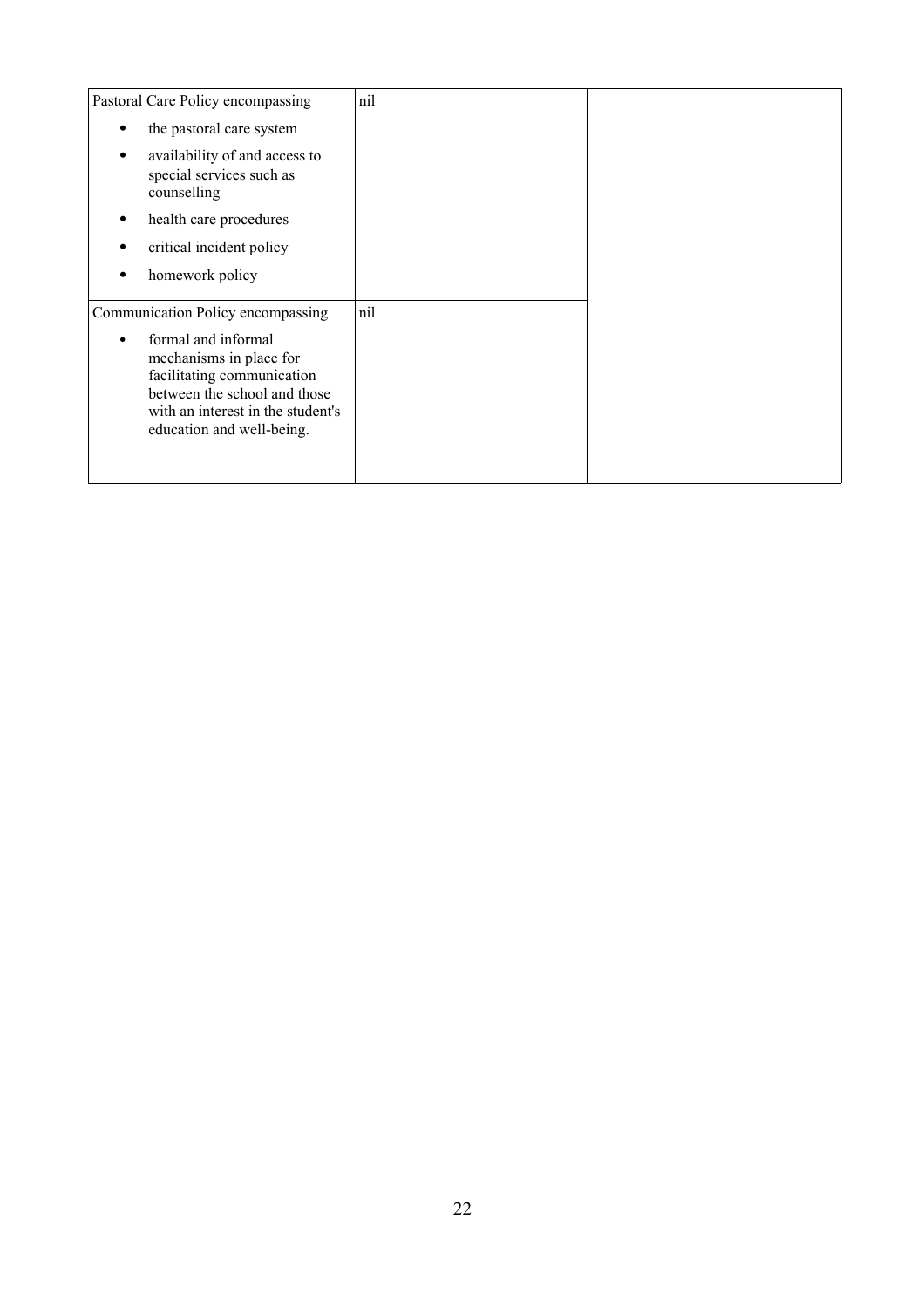| | | |
|---|---|---|
| Pastoral Care Policy encompassing<br>• the pastoral care system<br>• availability of and access to special services such as counselling<br>• health care procedures<br>• critical incident policy<br>• homework policy | nil | |
| Communication Policy encompassing<br>• formal and informal mechanisms in place for facilitating communication between the school and those with an interest in the student's education and well-being. | nil | |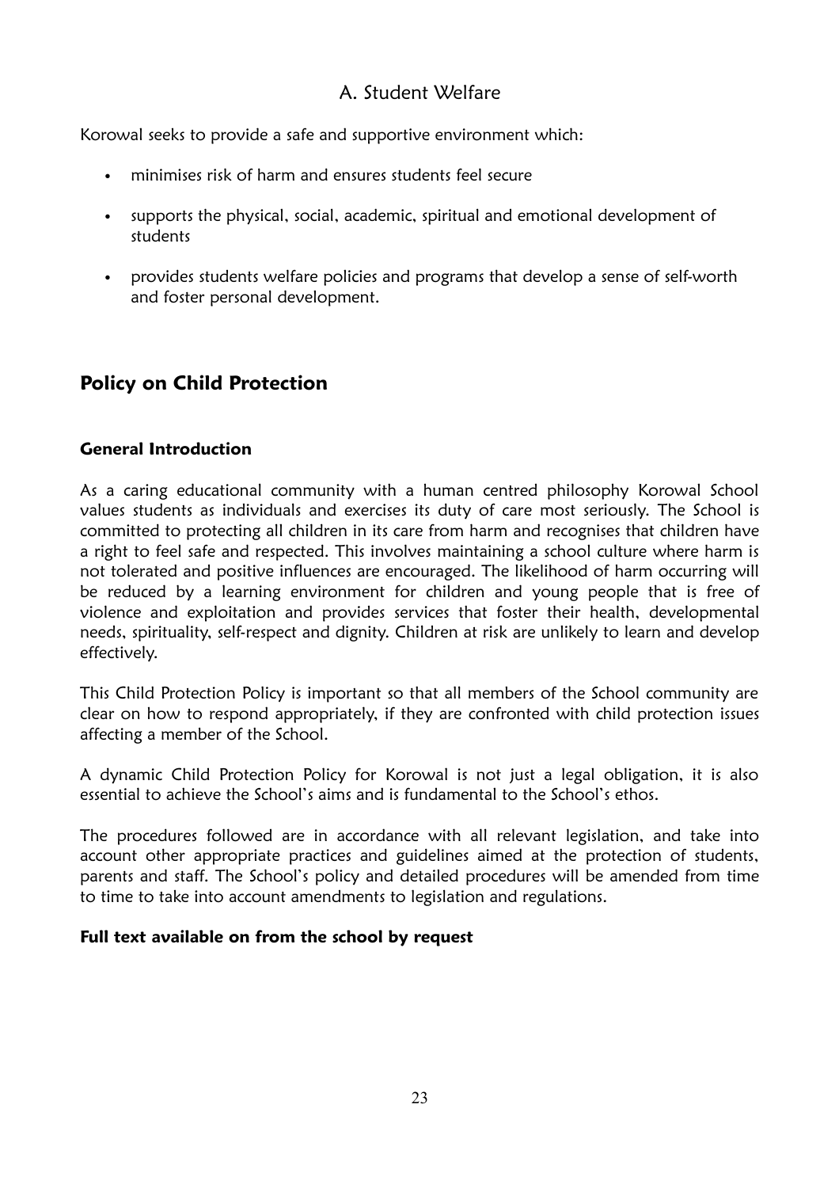## A. Student Welfare

Korowal seeks to provide a safe and supportive environment which:

- minimises risk of harm and ensures students feel secure
- supports the physical, social, academic, spiritual and emotional development of students
- provides students welfare policies and programs that develop a sense of self-worth and foster personal development.

## Policy on Child Protection

### General Introduction

As a caring educational community with a human centred philosophy Korowal School values students as individuals and exercises its duty of care most seriously. The School is committed to protecting all children in its care from harm and recognises that children have a right to feel safe and respected. This involves maintaining a school culture where harm is not tolerated and positive influences are encouraged. The likelihood of harm occurring will be reduced by a learning environment for children and young people that is free of violence and exploitation and provides services that foster their health, developmental needs, spirituality, self-respect and dignity. Children at risk are unlikely to learn and develop effectively.

This Child Protection Policy is important so that all members of the School community are clear on how to respond appropriately, if they are confronted with child protection issues affecting a member of the School.

A dynamic Child Protection Policy for Korowal is not just a legal obligation, it is also essential to achieve the School's aims and is fundamental to the School's ethos.

The procedures followed are in accordance with all relevant legislation, and take into account other appropriate practices and guidelines aimed at the protection of students, parents and staff. The School's policy and detailed procedures will be amended from time to time to take into account amendments to legislation and regulations.

**Full text available on from the school by request**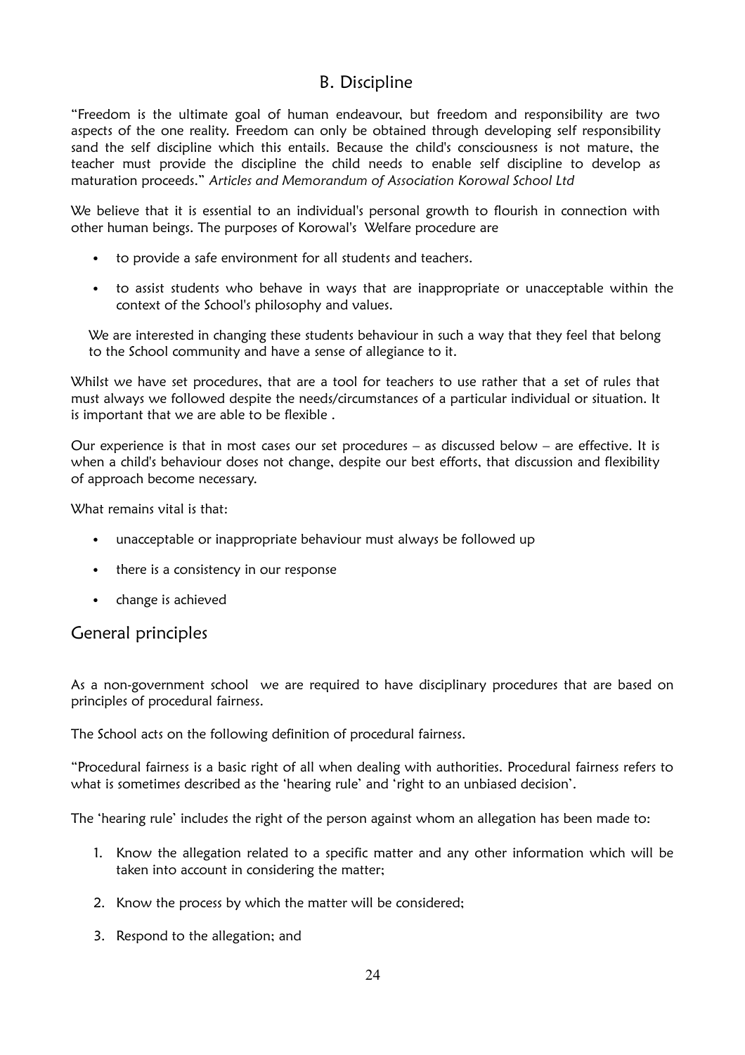## B. Discipline

"Freedom is the ultimate goal of human endeavour, but freedom and responsibility are two aspects of the one reality. Freedom can only be obtained through developing self responsibility sand the self discipline which this entails. Because the child's consciousness is not mature, the teacher must provide the discipline the child needs to enable self discipline to develop as maturation proceeds." *Articles and Memorandum of Association Korowal School Ltd*

We believe that it is essential to an individual's personal growth to flourish in connection with other human beings. The purposes of Korowal's Welfare procedure are

- to provide a safe environment for all students and teachers.
- to assist students who behave in ways that are inappropriate or unacceptable within the context of the School's philosophy and values.

We are interested in changing these students behaviour in such a way that they feel that belong to the School community and have a sense of allegiance to it.

Whilst we have set procedures, that are a tool for teachers to use rather that a set of rules that must always we followed despite the needs/circumstances of a particular individual or situation. It is important that we are able to be flexible .

Our experience is that in most cases our set procedures – as discussed below – are effective. It is when a child's behaviour doses not change, despite our best efforts, that discussion and flexibility of approach become necessary.

What remains vital is that:

- unacceptable or inappropriate behaviour must always be followed up
- there is a consistency in our response
- change is achieved

## General principles

As a non-government school we are required to have disciplinary procedures that are based on principles of procedural fairness.

The School acts on the following definition of procedural fairness.

"Procedural fairness is a basic right of all when dealing with authorities. Procedural fairness refers to what is sometimes described as the 'hearing rule' and 'right to an unbiased decision'.

The 'hearing rule' includes the right of the person against whom an allegation has been made to:

1. Know the allegation related to a specific matter and any other information which will be taken into account in considering the matter;
2. Know the process by which the matter will be considered;
3. Respond to the allegation; and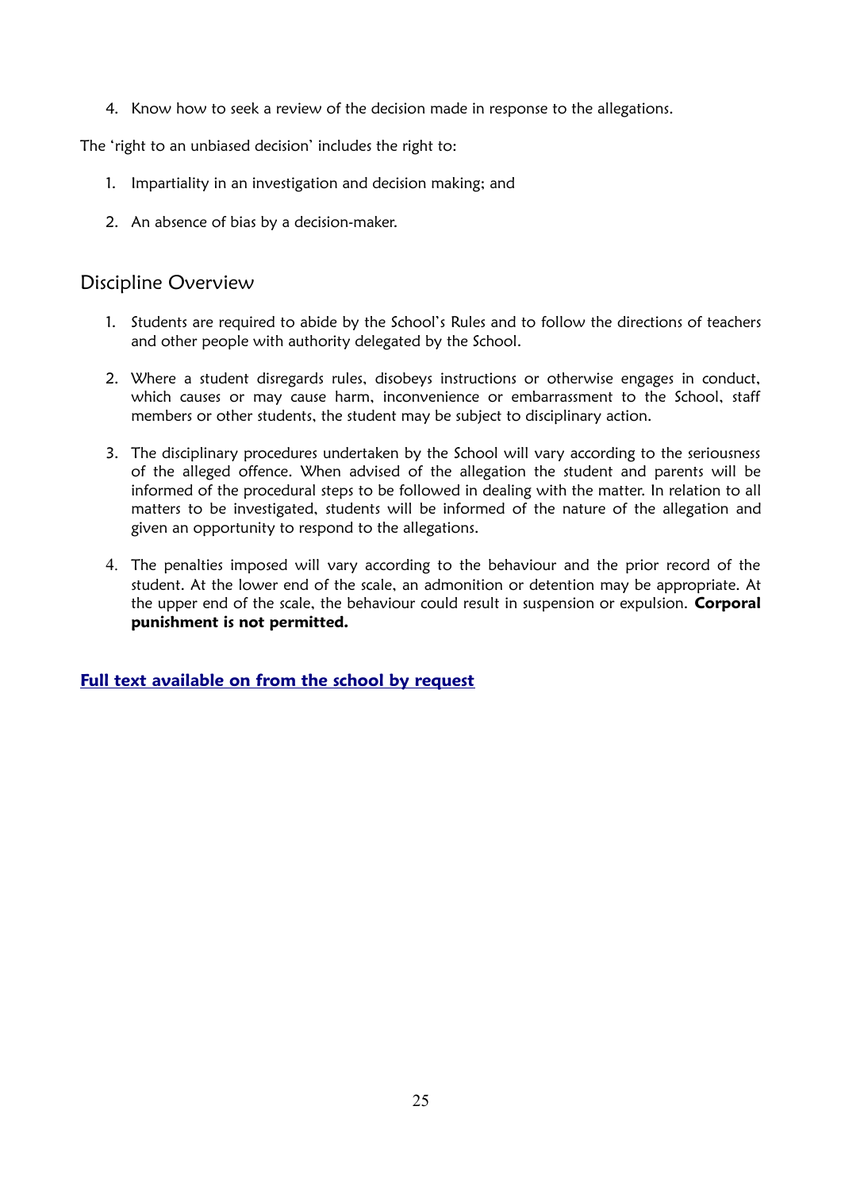4. Know how to seek a review of the decision made in response to the allegations.

The 'right to an unbiased decision' includes the right to:

1. Impartiality in an investigation and decision making; and
2. An absence of bias by a decision-maker.

## Discipline Overview

1. Students are required to abide by the School's Rules and to follow the directions of teachers and other people with authority delegated by the School.
2. Where a student disregards rules, disobeys instructions or otherwise engages in conduct, which causes or may cause harm, inconvenience or embarrassment to the School, staff members or other students, the student may be subject to disciplinary action.
3. The disciplinary procedures undertaken by the School will vary according to the seriousness of the alleged offence. When advised of the allegation the student and parents will be informed of the procedural steps to be followed in dealing with the matter. In relation to all matters to be investigated, students will be informed of the nature of the allegation and given an opportunity to respond to the allegations.
4. The penalties imposed will vary according to the behaviour and the prior record of the student. At the lower end of the scale, an admonition or detention may be appropriate. At the upper end of the scale, the behaviour could result in suspension or expulsion. **Corporal punishment is not permitted.**

**Full text available on from the school by request**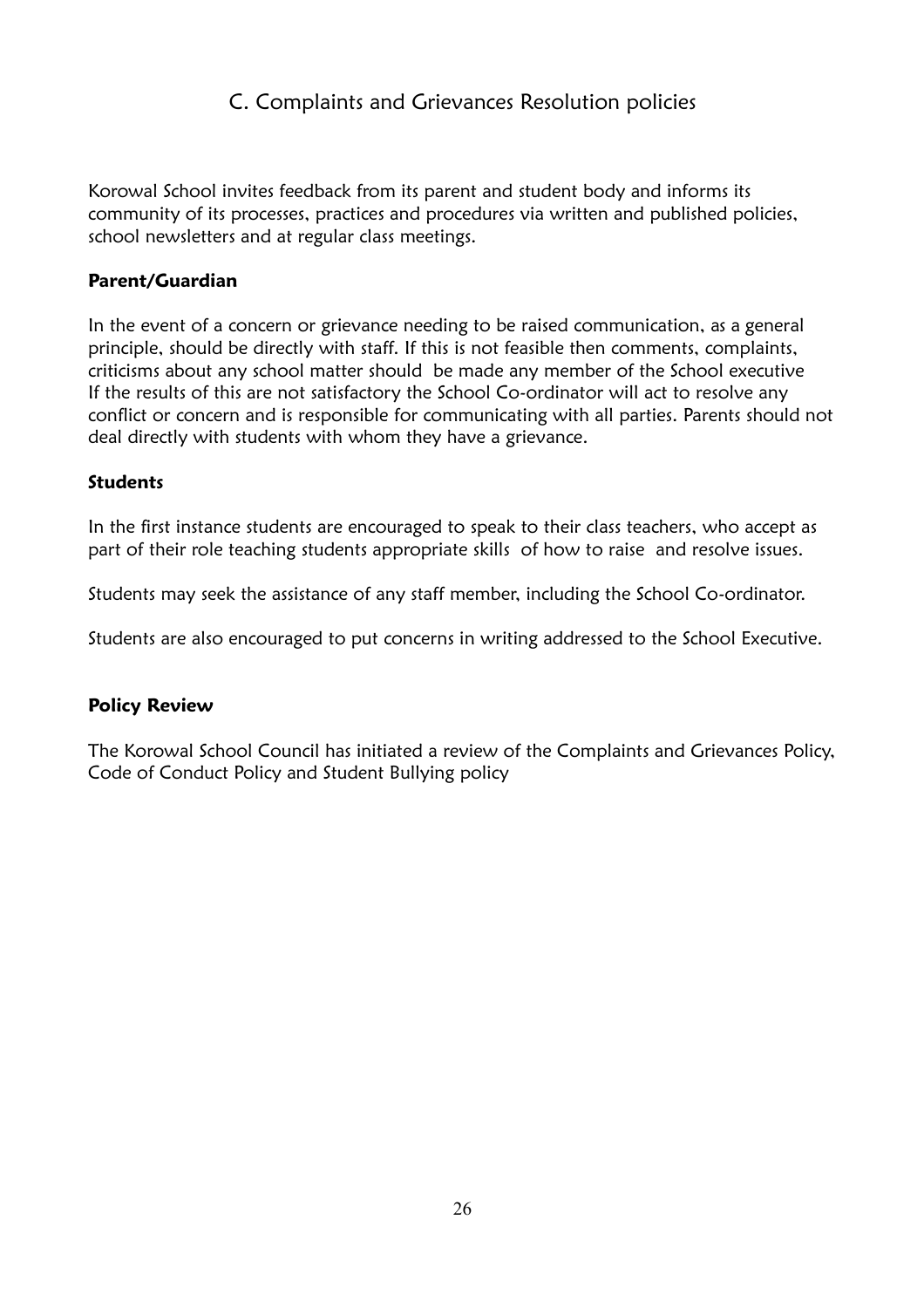## C. Complaints and Grievances Resolution policies

Korowal School invites feedback from its parent and student body and informs its community of its processes, practices and procedures via written and published policies, school newsletters and at regular class meetings.

**Parent/Guardian**

In the event of a concern or grievance needing to be raised communication, as a general principle, should be directly with staff. If this is not feasible then comments, complaints, criticisms about any school matter should be made any member of the School executive If the results of this are not satisfactory the School Co-ordinator will act to resolve any conflict or concern and is responsible for communicating with all parties. Parents should not deal directly with students with whom they have a grievance.

**Students**

In the first instance students are encouraged to speak to their class teachers, who accept as part of their role teaching students appropriate skills of how to raise and resolve issues.

Students may seek the assistance of any staff member, including the School Co-ordinator.

Students are also encouraged to put concerns in writing addressed to the School Executive.

**Policy Review**

The Korowal School Council has initiated a review of the Complaints and Grievances Policy, Code of Conduct Policy and Student Bullying policy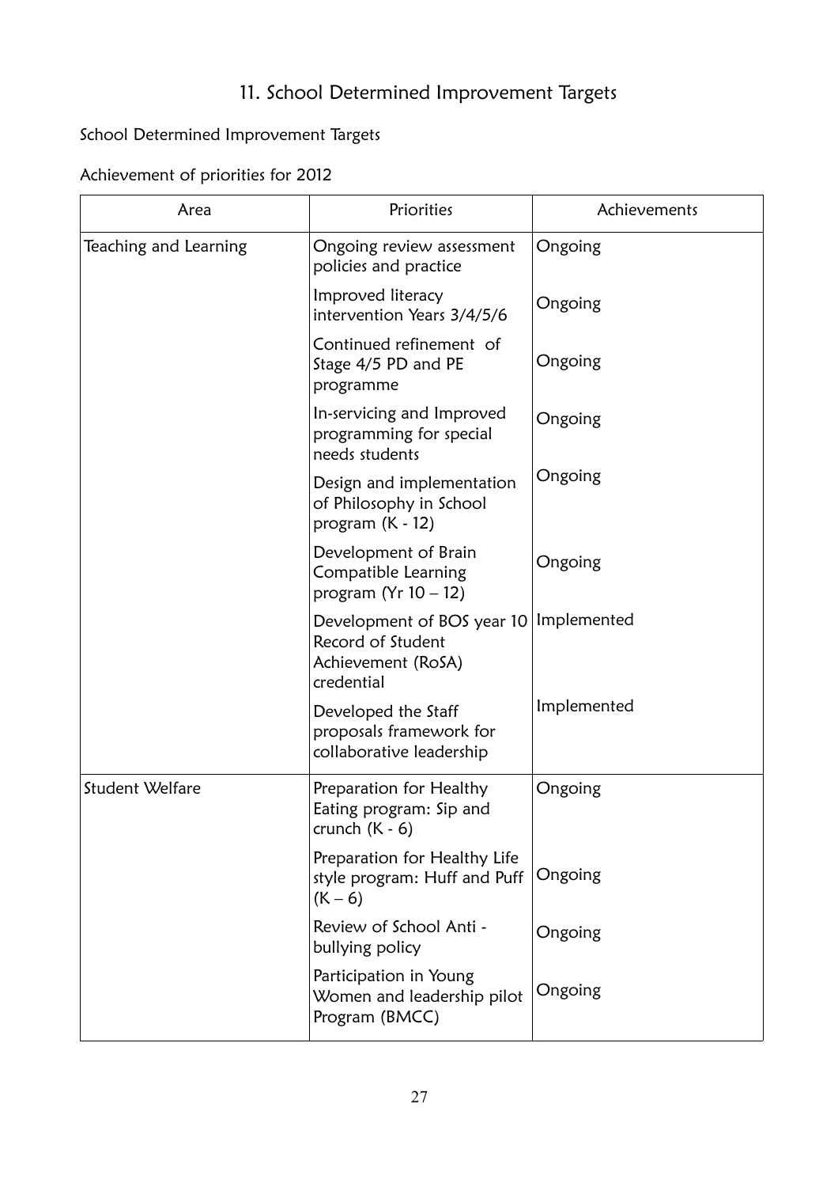# 11. School Determined Improvement Targets

School Determined Improvement Targets

Achievement of priorities for 2012

| Area | Priorities | Achievements |
|---|---|---|
| Teaching and Learning | Ongoing review assessment policies and practice | Ongoing |
| | Improved literacy intervention Years 3/4/5/6 | Ongoing |
| | Continued refinement of Stage 4/5 PD and PE programme | Ongoing |
| | In-servicing and Improved programming for special needs students | Ongoing |
| | Design and implementation of Philosophy in School program (K - 12) | Ongoing |
| | Development of Brain Compatible Learning program (Yr 10 – 12) | Ongoing |
| | Development of BOS year 10 Record of Student Achievement (RoSA) credential | Implemented |
| | Developed the Staff proposals framework for collaborative leadership | Implemented |
| Student Welfare | Preparation for Healthy Eating program: Sip and crunch (K - 6) | Ongoing |
| | Preparation for Healthy Life style program: Huff and Puff (K – 6) | Ongoing |
| | Review of School Anti - bullying policy | Ongoing |
| | Participation in Young Women and leadership pilot Program (BMCC) | Ongoing |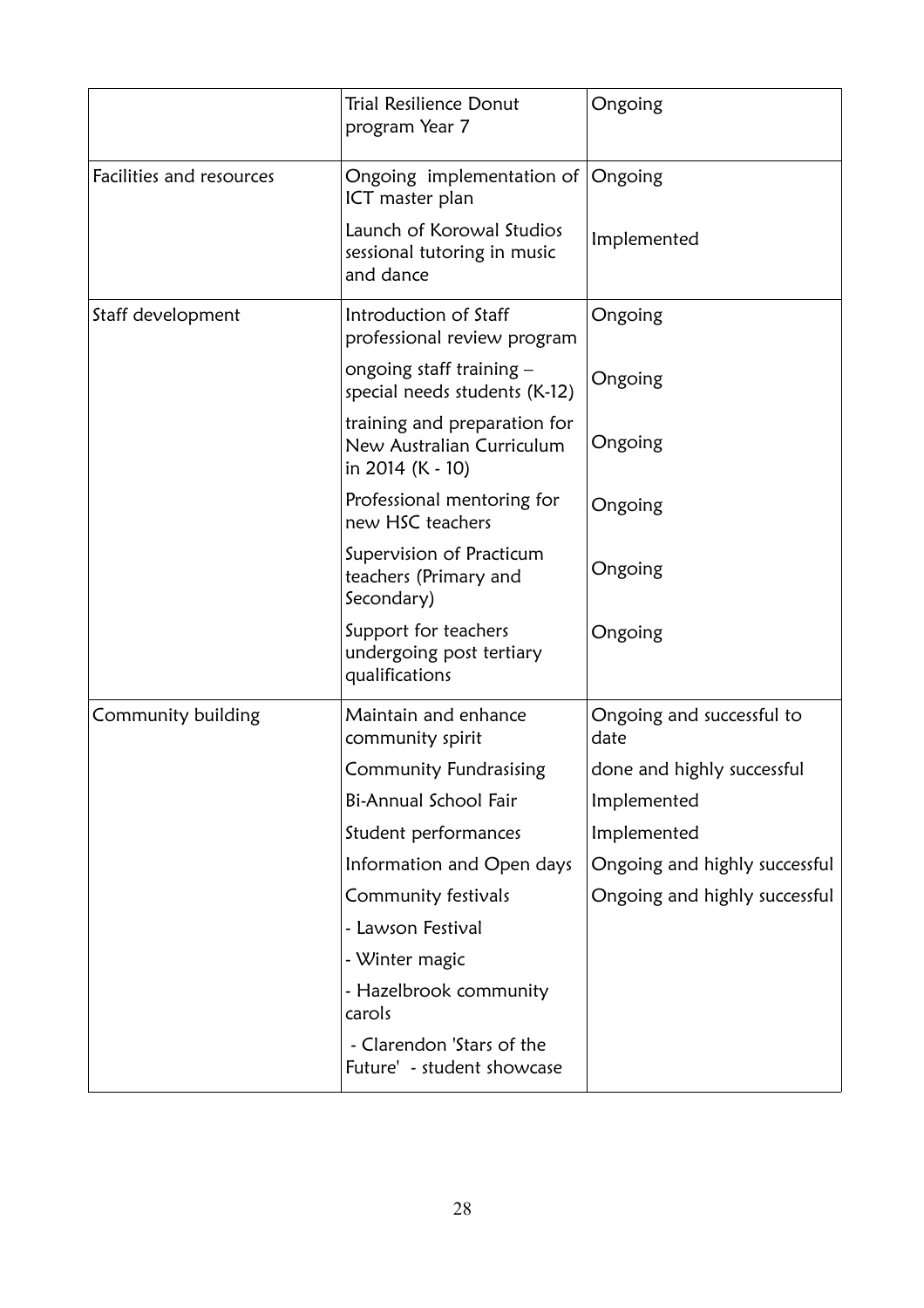| | | |
|---|---|---|
| | Trial Resilience Donut program Year 7 | Ongoing |
| Facilities and resources | Ongoing implementation of ICT master plan | Ongoing |
| | Launch of Korowal Studios sessional tutoring in music and dance | Implemented |
| Staff development | Introduction of Staff professional review program | Ongoing |
| | ongoing staff training – special needs students (K-12) | Ongoing |
| | training and preparation for New Australian Curriculum in 2014 (K - 10) | Ongoing |
| | Professional mentoring for new HSC teachers | Ongoing |
| | Supervision of Practicum teachers (Primary and Secondary) | Ongoing |
| | Support for teachers undergoing post tertiary qualifications | Ongoing |
| Community building | Maintain and enhance community spirit | Ongoing and successful to date |
| | Community Fundrasising | done and highly successful |
| | Bi-Annual School Fair | Implemented |
| | Student performances | Implemented |
| | Information and Open days | Ongoing and highly successful |
| | Community festivals | Ongoing and highly successful |
| | - Lawson Festival | |
| | - Winter magic | |
| | - Hazelbrook community carols | |
| | - Clarendon 'Stars of the Future' - student showcase | |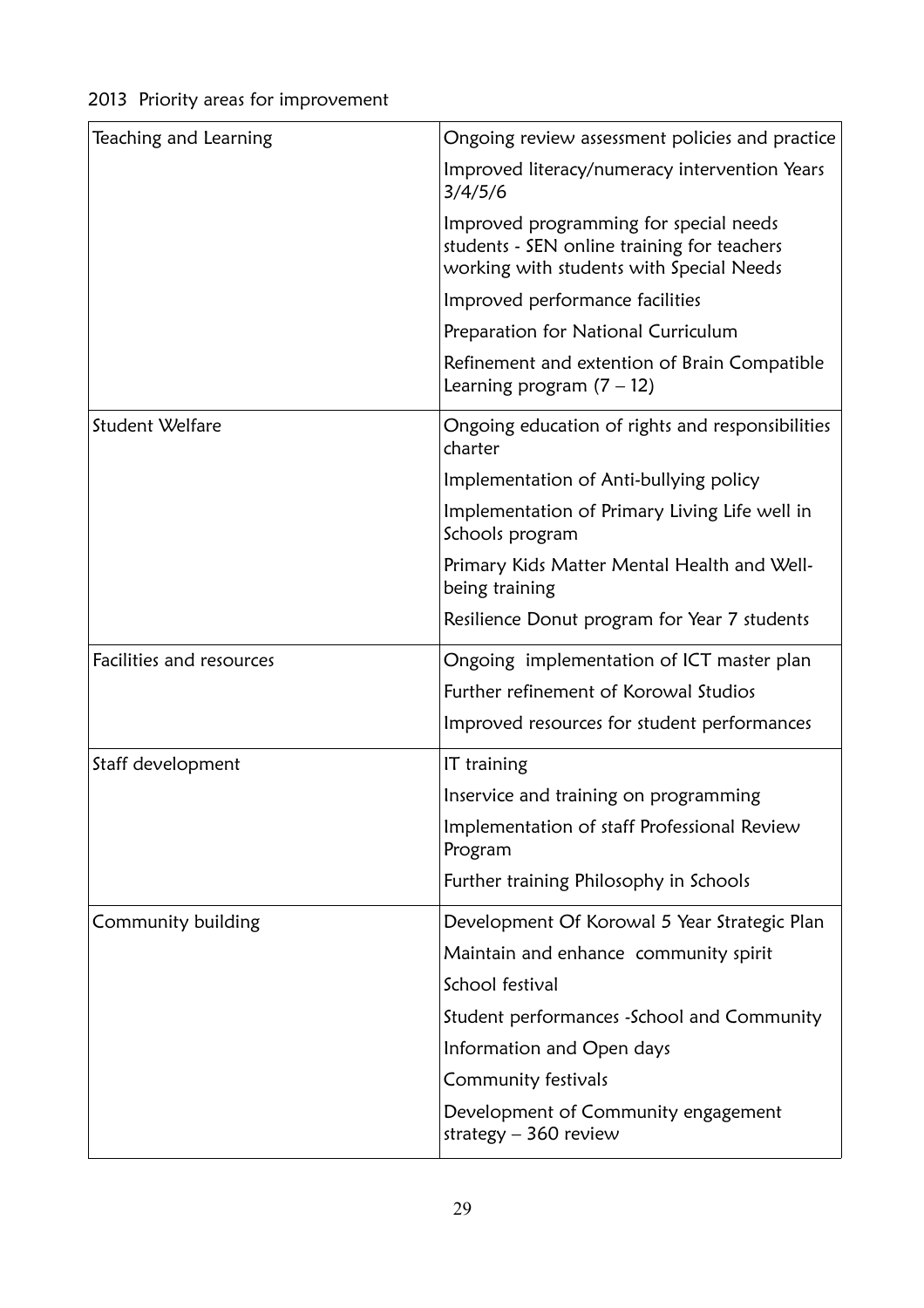2013 Priority areas for improvement

| | |
|---|---|
| Teaching and Learning | Ongoing review assessment policies and practice |
| | Improved literacy/numeracy intervention Years 3/4/5/6 |
| | Improved programming for special needs students - SEN online training for teachers working with students with Special Needs |
| | Improved performance facilities |
| | Preparation for National Curriculum |
| | Refinement and extention of Brain Compatible Learning program (7 – 12) |
| Student Welfare | Ongoing education of rights and responsibilities charter |
| | Implementation of Anti-bullying policy |
| | Implementation of Primary Living Life well in Schools program |
| | Primary Kids Matter Mental Health and Well-being training |
| | Resilience Donut program for Year 7 students |
| Facilities and resources | Ongoing implementation of ICT master plan |
| | Further refinement of Korowal Studios |
| | Improved resources for student performances |
| Staff development | IT training |
| | Inservice and training on programming |
| | Implementation of staff Professional Review Program |
| | Further training Philosophy in Schools |
| Community building | Development Of Korowal 5 Year Strategic Plan |
| | Maintain and enhance community spirit |
| | School festival |
| | Student performances -School and Community |
| | Information and Open days |
| | Community festivals |
| | Development of Community engagement strategy – 360 review |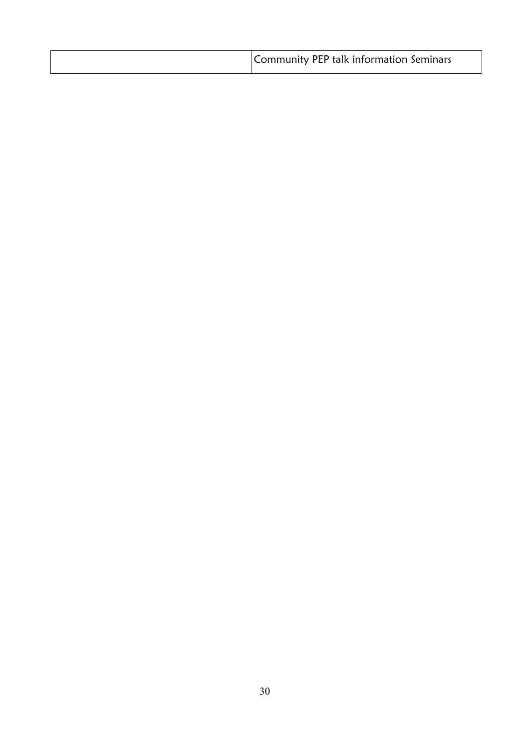| | Community PEP talk information Seminars |
|---|---|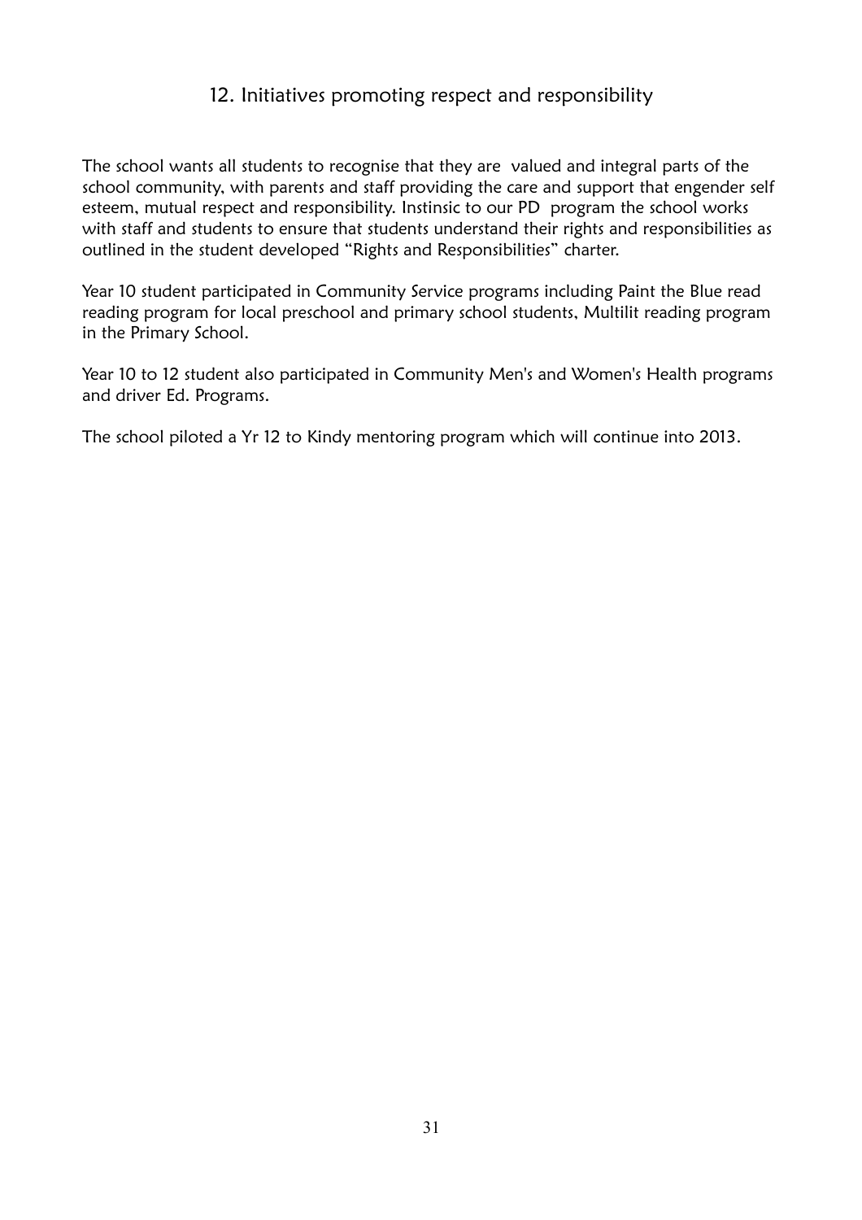## 12. Initiatives promoting respect and responsibility

The school wants all students to recognise that they are valued and integral parts of the school community, with parents and staff providing the care and support that engender self esteem, mutual respect and responsibility. Instinsic to our PD program the school works with staff and students to ensure that students understand their rights and responsibilities as outlined in the student developed "Rights and Responsibilities" charter.

Year 10 student participated in Community Service programs including Paint the Blue read reading program for local preschool and primary school students, Multilit reading program in the Primary School.

Year 10 to 12 student also participated in Community Men's and Women's Health programs and driver Ed. Programs.

The school piloted a Yr 12 to Kindy mentoring program which will continue into 2013.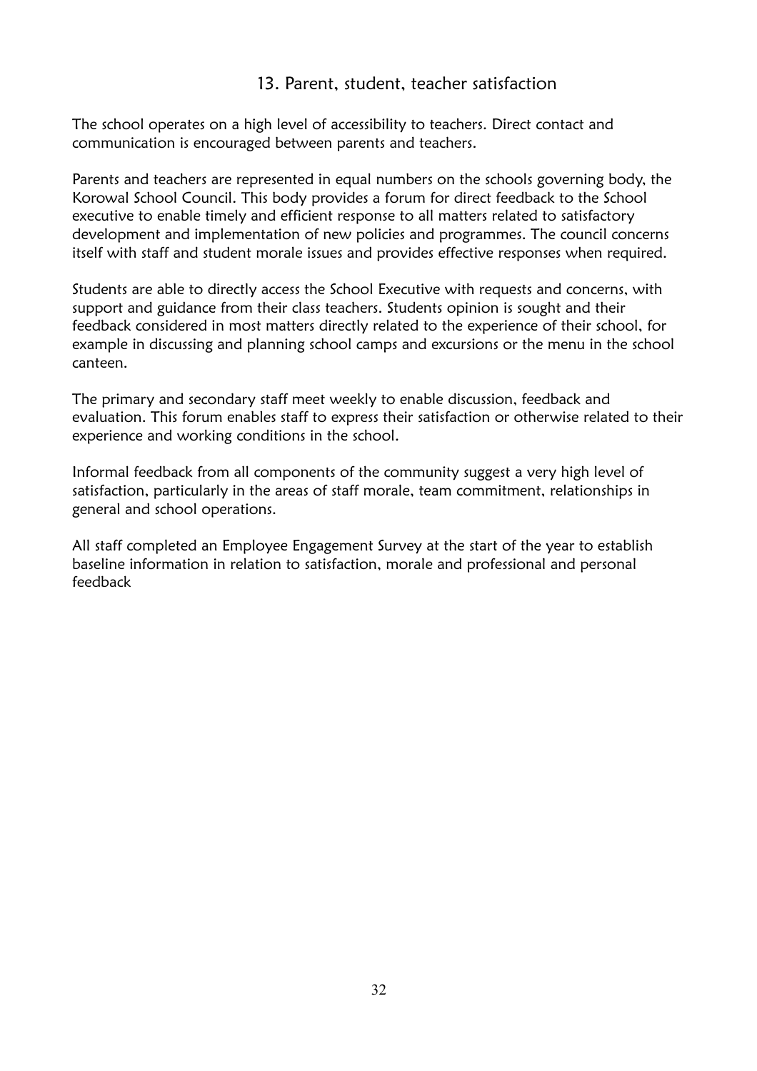## 13. Parent, student, teacher satisfaction

The school operates on a high level of accessibility to teachers. Direct contact and communication is encouraged between parents and teachers.

Parents and teachers are represented in equal numbers on the schools governing body, the Korowal School Council. This body provides a forum for direct feedback to the School executive to enable timely and efficient response to all matters related to satisfactory development and implementation of new policies and programmes. The council concerns itself with staff and student morale issues and provides effective responses when required.

Students are able to directly access the School Executive with requests and concerns, with support and guidance from their class teachers. Students opinion is sought and their feedback considered in most matters directly related to the experience of their school, for example in discussing and planning school camps and excursions or the menu in the school canteen.

The primary and secondary staff meet weekly to enable discussion, feedback and evaluation. This forum enables staff to express their satisfaction or otherwise related to their experience and working conditions in the school.

Informal feedback from all components of the community suggest a very high level of satisfaction, particularly in the areas of staff morale, team commitment, relationships in general and school operations.

All staff completed an Employee Engagement Survey at the start of the year to establish baseline information in relation to satisfaction, morale and professional and personal feedback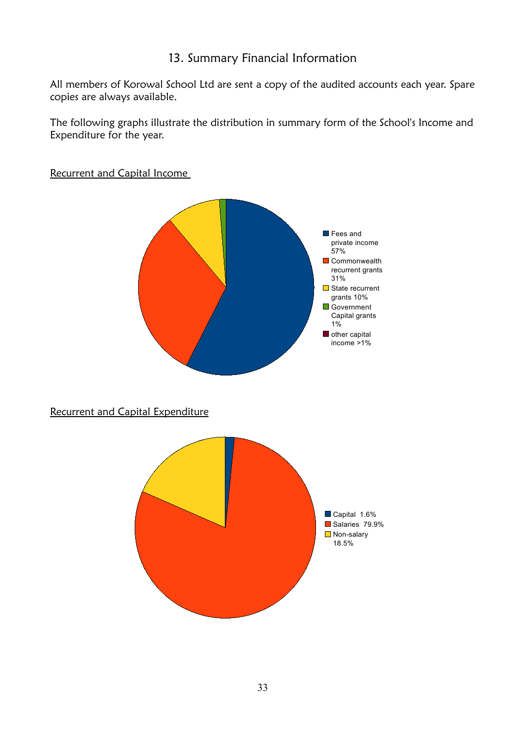## 13. Summary Financial Information

All members of Korowal School Ltd are sent a copy of the audited accounts each year. Spare copies are always available.

The following graphs illustrate the distribution in summary form of the School's Income and Expenditure for the year.

Recurrent and Capital Income

Fees and private income 57%
Commonwealth recurrent grants 31%
State recurrent grants 10%
Government Capital grants 1%
other capital income >1%

Recurrent and Capital Expenditure

Capital 1.6%
Salaries 79.9%
Non-salary 18.5%